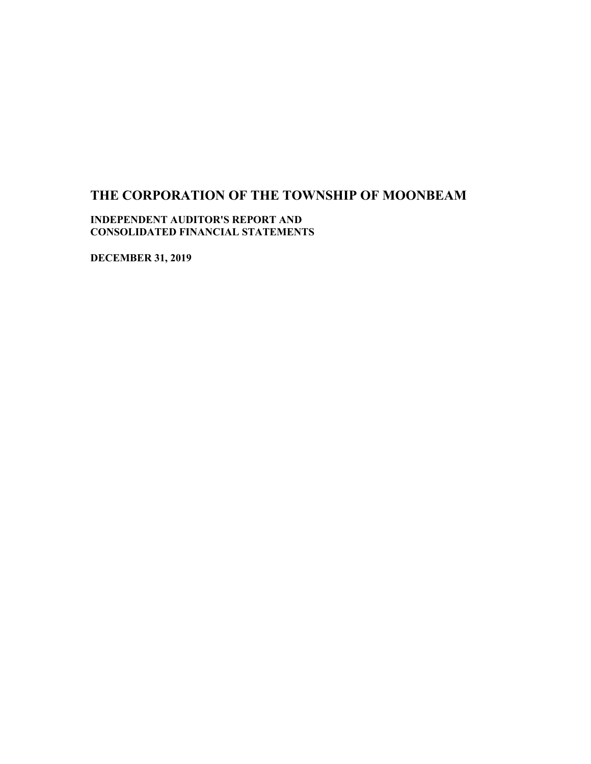# THE CORPORATION OF THE TOWNSHIP OF MOONBEAM

**INDEPENDENT AUDITOR'S REPORT AND**
**CONSOLIDATED FINANCIAL STATEMENTS**

**DECEMBER 31, 2019**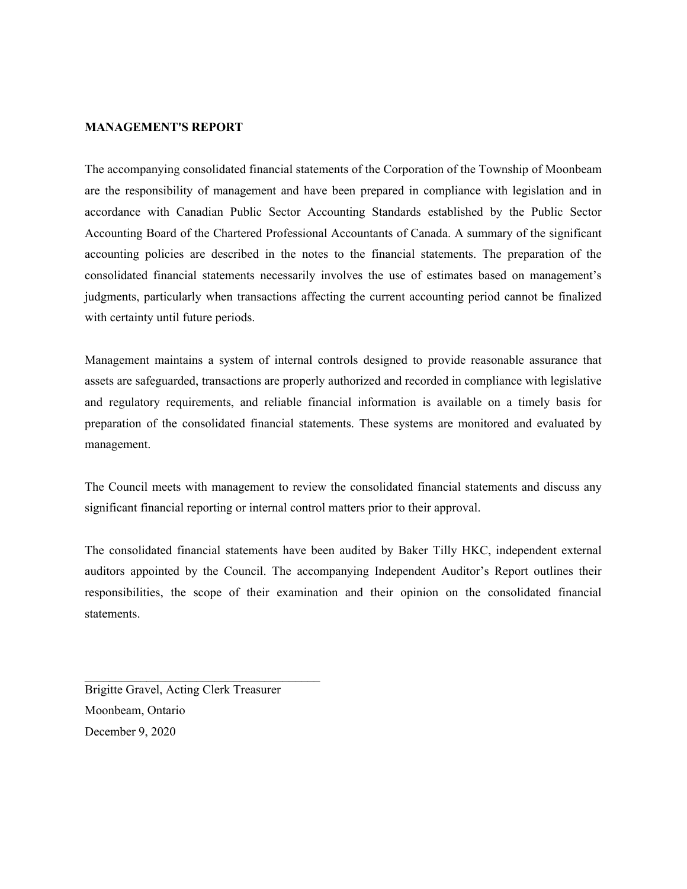## MANAGEMENT'S REPORT

The accompanying consolidated financial statements of the Corporation of the Township of Moonbeam are the responsibility of management and have been prepared in compliance with legislation and in accordance with Canadian Public Sector Accounting Standards established by the Public Sector Accounting Board of the Chartered Professional Accountants of Canada. A summary of the significant accounting policies are described in the notes to the financial statements. The preparation of the consolidated financial statements necessarily involves the use of estimates based on management's judgments, particularly when transactions affecting the current accounting period cannot be finalized with certainty until future periods.

Management maintains a system of internal controls designed to provide reasonable assurance that assets are safeguarded, transactions are properly authorized and recorded in compliance with legislative and regulatory requirements, and reliable financial information is available on a timely basis for preparation of the consolidated financial statements. These systems are monitored and evaluated by management.

The Council meets with management to review the consolidated financial statements and discuss any significant financial reporting or internal control matters prior to their approval.

The consolidated financial statements have been audited by Baker Tilly HKC, independent external auditors appointed by the Council. The accompanying Independent Auditor's Report outlines their responsibilities, the scope of their examination and their opinion on the consolidated financial statements.

_______________________________________
Brigitte Gravel, Acting Clerk Treasurer
Moonbeam, Ontario
December 9, 2020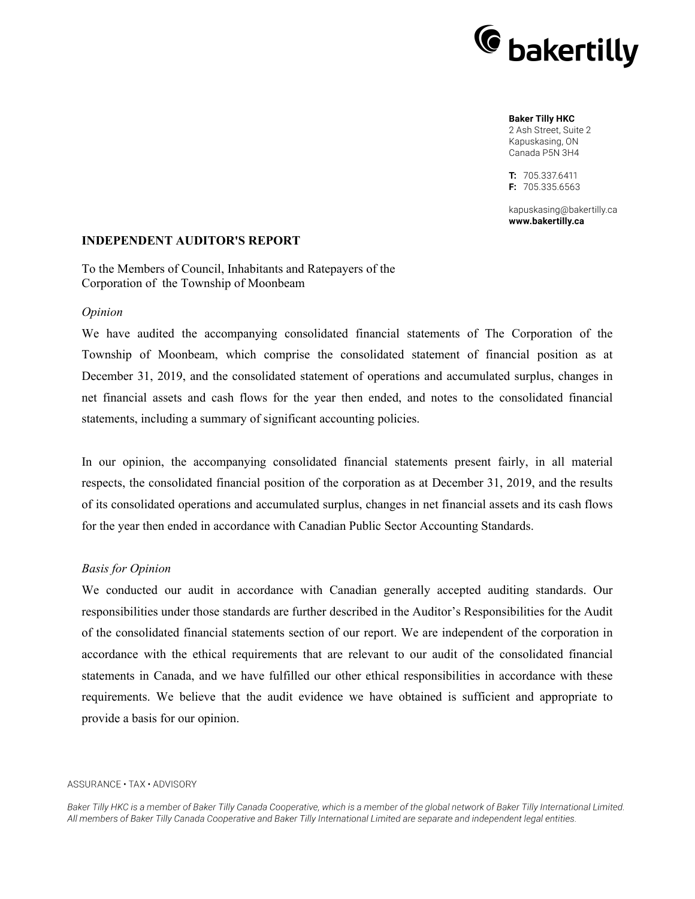Baker Tilly HKC
2 Ash Street, Suite 2
Kapuskasing, ON
Canada P5N 3H4

T: 705.337.6411
F: 705.335.6563

kapuskasing@bakertilly.ca
**www.bakertilly.ca**

## INDEPENDENT AUDITOR'S REPORT

To the Members of Council, Inhabitants and Ratepayers of the
Corporation of the Township of Moonbeam

*Opinion*

We have audited the accompanying consolidated financial statements of The Corporation of the Township of Moonbeam, which comprise the consolidated statement of financial position as at December 31, 2019, and the consolidated statement of operations and accumulated surplus, changes in net financial assets and cash flows for the year then ended, and notes to the consolidated financial statements, including a summary of significant accounting policies.

In our opinion, the accompanying consolidated financial statements present fairly, in all material respects, the consolidated financial position of the corporation as at December 31, 2019, and the results of its consolidated operations and accumulated surplus, changes in net financial assets and its cash flows for the year then ended in accordance with Canadian Public Sector Accounting Standards.

*Basis for Opinion*

We conducted our audit in accordance with Canadian generally accepted auditing standards. Our responsibilities under those standards are further described in the Auditor's Responsibilities for the Audit of the consolidated financial statements section of our report. We are independent of the corporation in accordance with the ethical requirements that are relevant to our audit of the consolidated financial statements in Canada, and we have fulfilled our other ethical responsibilities in accordance with these requirements. We believe that the audit evidence we have obtained is sufficient and appropriate to provide a basis for our opinion.

ASSURANCE • TAX • ADVISORY

*Baker Tilly HKC is a member of Baker Tilly Canada Cooperative, which is a member of the global network of Baker Tilly International Limited. All members of Baker Tilly Canada Cooperative and Baker Tilly International Limited are separate and independent legal entities.*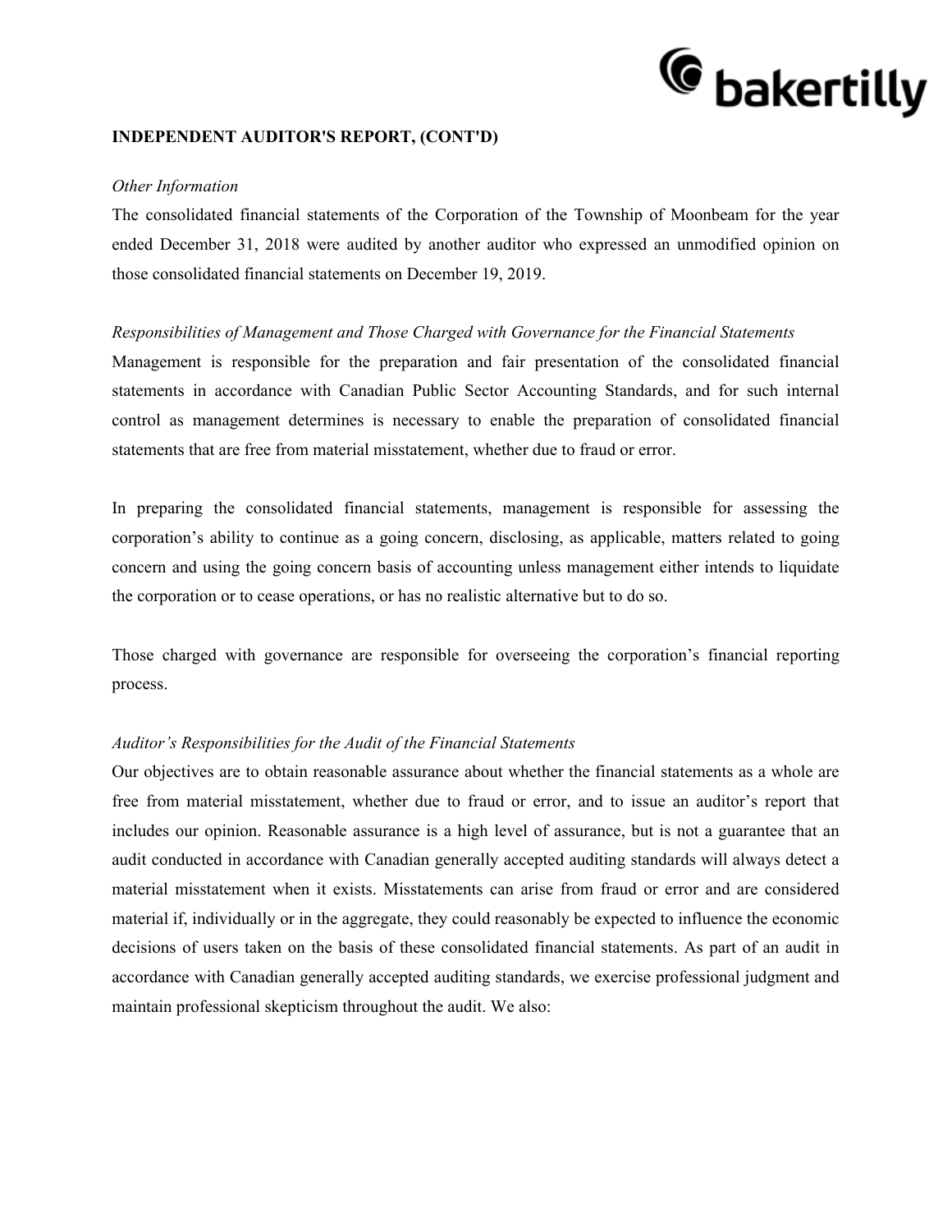## INDEPENDENT AUDITOR'S REPORT, (CONT'D)

*Other Information*

The consolidated financial statements of the Corporation of the Township of Moonbeam for the year ended December 31, 2018 were audited by another auditor who expressed an unmodified opinion on those consolidated financial statements on December 19, 2019.

*Responsibilities of Management and Those Charged with Governance for the Financial Statements*

Management is responsible for the preparation and fair presentation of the consolidated financial statements in accordance with Canadian Public Sector Accounting Standards, and for such internal control as management determines is necessary to enable the preparation of consolidated financial statements that are free from material misstatement, whether due to fraud or error.

In preparing the consolidated financial statements, management is responsible for assessing the corporation's ability to continue as a going concern, disclosing, as applicable, matters related to going concern and using the going concern basis of accounting unless management either intends to liquidate the corporation or to cease operations, or has no realistic alternative but to do so.

Those charged with governance are responsible for overseeing the corporation's financial reporting process.

*Auditor's Responsibilities for the Audit of the Financial Statements*

Our objectives are to obtain reasonable assurance about whether the financial statements as a whole are free from material misstatement, whether due to fraud or error, and to issue an auditor's report that includes our opinion. Reasonable assurance is a high level of assurance, but is not a guarantee that an audit conducted in accordance with Canadian generally accepted auditing standards will always detect a material misstatement when it exists. Misstatements can arise from fraud or error and are considered material if, individually or in the aggregate, they could reasonably be expected to influence the economic decisions of users taken on the basis of these consolidated financial statements. As part of an audit in accordance with Canadian generally accepted auditing standards, we exercise professional judgment and maintain professional skepticism throughout the audit. We also: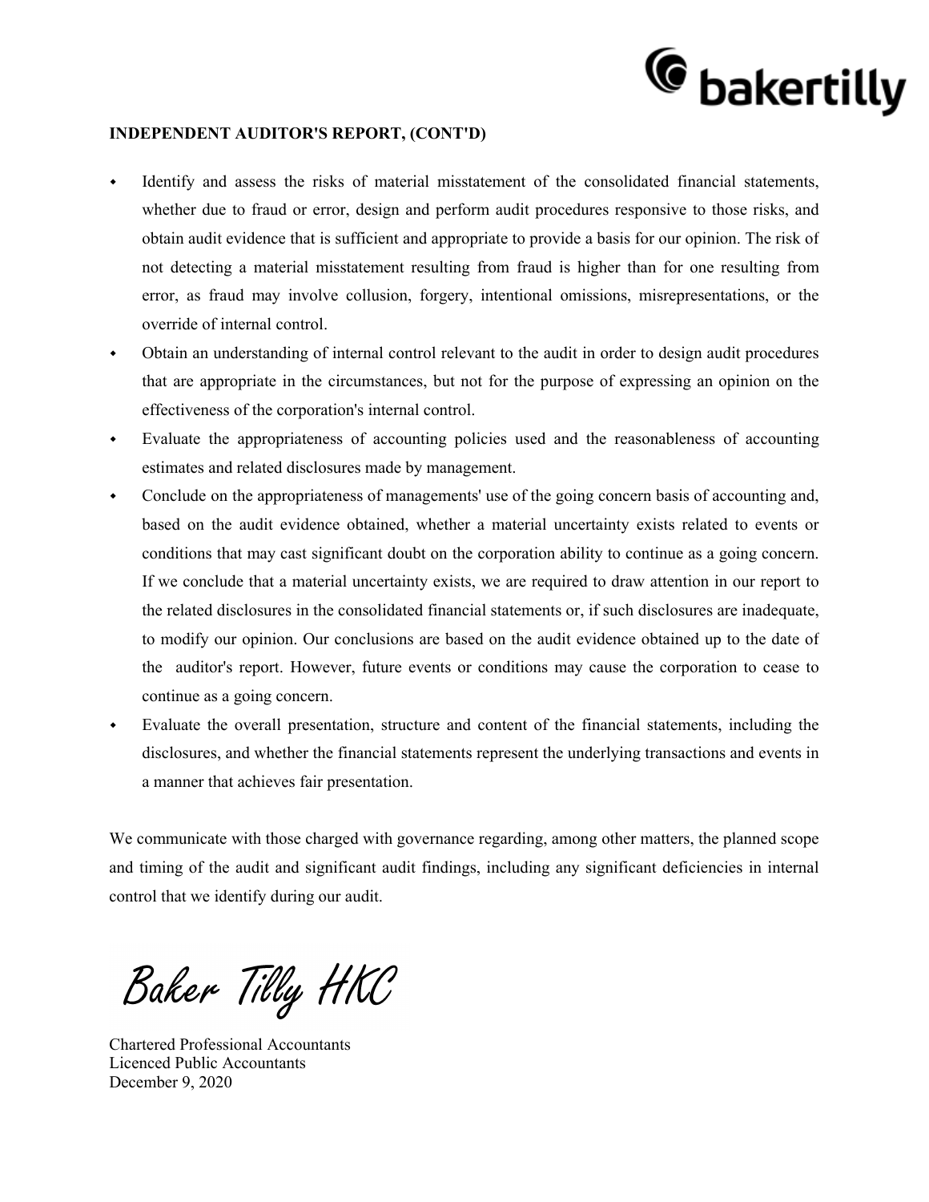**INDEPENDENT AUDITOR'S REPORT, (CONT'D)**

- Identify and assess the risks of material misstatement of the consolidated financial statements, whether due to fraud or error, design and perform audit procedures responsive to those risks, and obtain audit evidence that is sufficient and appropriate to provide a basis for our opinion. The risk of not detecting a material misstatement resulting from fraud is higher than for one resulting from error, as fraud may involve collusion, forgery, intentional omissions, misrepresentations, or the override of internal control.
- Obtain an understanding of internal control relevant to the audit in order to design audit procedures that are appropriate in the circumstances, but not for the purpose of expressing an opinion on the effectiveness of the corporation's internal control.
- Evaluate the appropriateness of accounting policies used and the reasonableness of accounting estimates and related disclosures made by management.
- Conclude on the appropriateness of managements' use of the going concern basis of accounting and, based on the audit evidence obtained, whether a material uncertainty exists related to events or conditions that may cast significant doubt on the corporation ability to continue as a going concern. If we conclude that a material uncertainty exists, we are required to draw attention in our report to the related disclosures in the consolidated financial statements or, if such disclosures are inadequate, to modify our opinion. Our conclusions are based on the audit evidence obtained up to the date of the auditor's report. However, future events or conditions may cause the corporation to cease to continue as a going concern.
- Evaluate the overall presentation, structure and content of the financial statements, including the disclosures, and whether the financial statements represent the underlying transactions and events in a manner that achieves fair presentation.

We communicate with those charged with governance regarding, among other matters, the planned scope and timing of the audit and significant audit findings, including any significant deficiencies in internal control that we identify during our audit.

Baker Tilly HKC

Chartered Professional Accountants
Licenced Public Accountants
December 9, 2020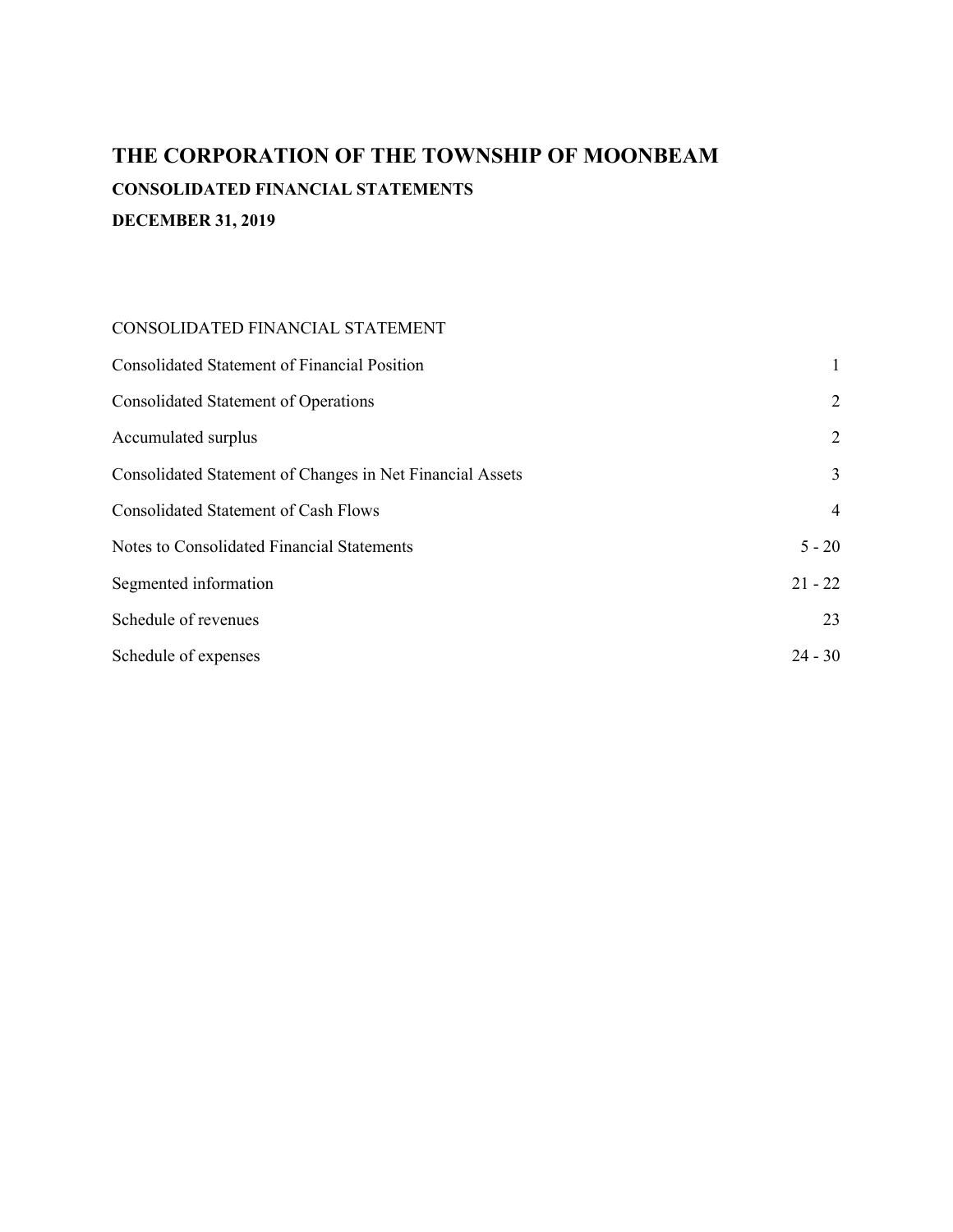# THE CORPORATION OF THE TOWNSHIP OF MOONBEAM

### CONSOLIDATED FINANCIAL STATEMENTS

### DECEMBER 31, 2019

CONSOLIDATED FINANCIAL STATEMENT

| | |
|---|---|
| Consolidated Statement of Financial Position | 1 |
| Consolidated Statement of Operations | 2 |
| Accumulated surplus | 2 |
| Consolidated Statement of Changes in Net Financial Assets | 3 |
| Consolidated Statement of Cash Flows | 4 |
| Notes to Consolidated Financial Statements | 5 - 20 |
| Segmented information | 21 - 22 |
| Schedule of revenues | 23 |
| Schedule of expenses | 24 - 30 |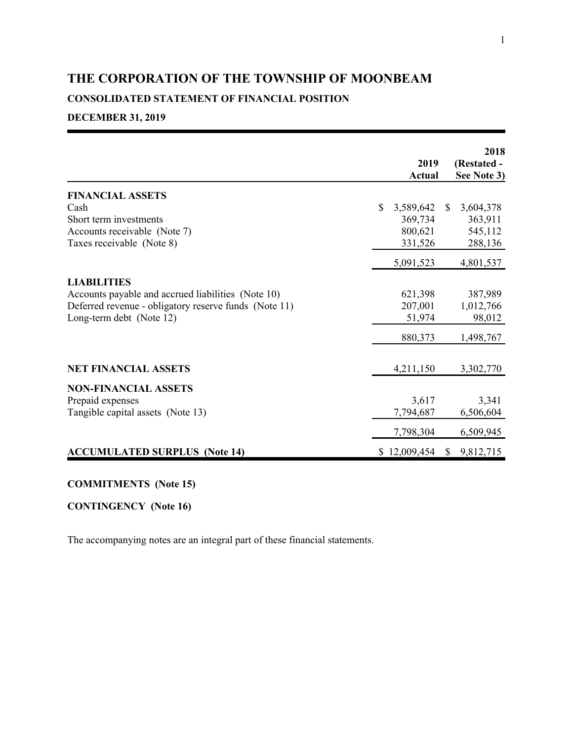# THE CORPORATION OF THE TOWNSHIP OF MOONBEAM

## CONSOLIDATED STATEMENT OF FINANCIAL POSITION

## DECEMBER 31, 2019

| | 2019 Actual | 2018 (Restated - See Note 3) |
|---|---|---|
| **FINANCIAL ASSETS** | | |
| Cash | $ 3,589,642 | $ 3,604,378 |
| Short term investments | 369,734 | 363,911 |
| Accounts receivable (Note 7) | 800,621 | 545,112 |
| Taxes receivable (Note 8) | 331,526 | 288,136 |
| | 5,091,523 | 4,801,537 |
| **LIABILITIES** | | |
| Accounts payable and accrued liabilities (Note 10) | 621,398 | 387,989 |
| Deferred revenue - obligatory reserve funds (Note 11) | 207,001 | 1,012,766 |
| Long-term debt (Note 12) | 51,974 | 98,012 |
| | 880,373 | 1,498,767 |
| **NET FINANCIAL ASSETS** | 4,211,150 | 3,302,770 |
| **NON-FINANCIAL ASSETS** | | |
| Prepaid expenses | 3,617 | 3,341 |
| Tangible capital assets (Note 13) | 7,794,687 | 6,506,604 |
| | 7,798,304 | 6,509,945 |
| **ACCUMULATED SURPLUS (Note 14)** | $ 12,009,454 | $ 9,812,715 |

**COMMITMENTS (Note 15)**

**CONTINGENCY (Note 16)**

The accompanying notes are an integral part of these financial statements.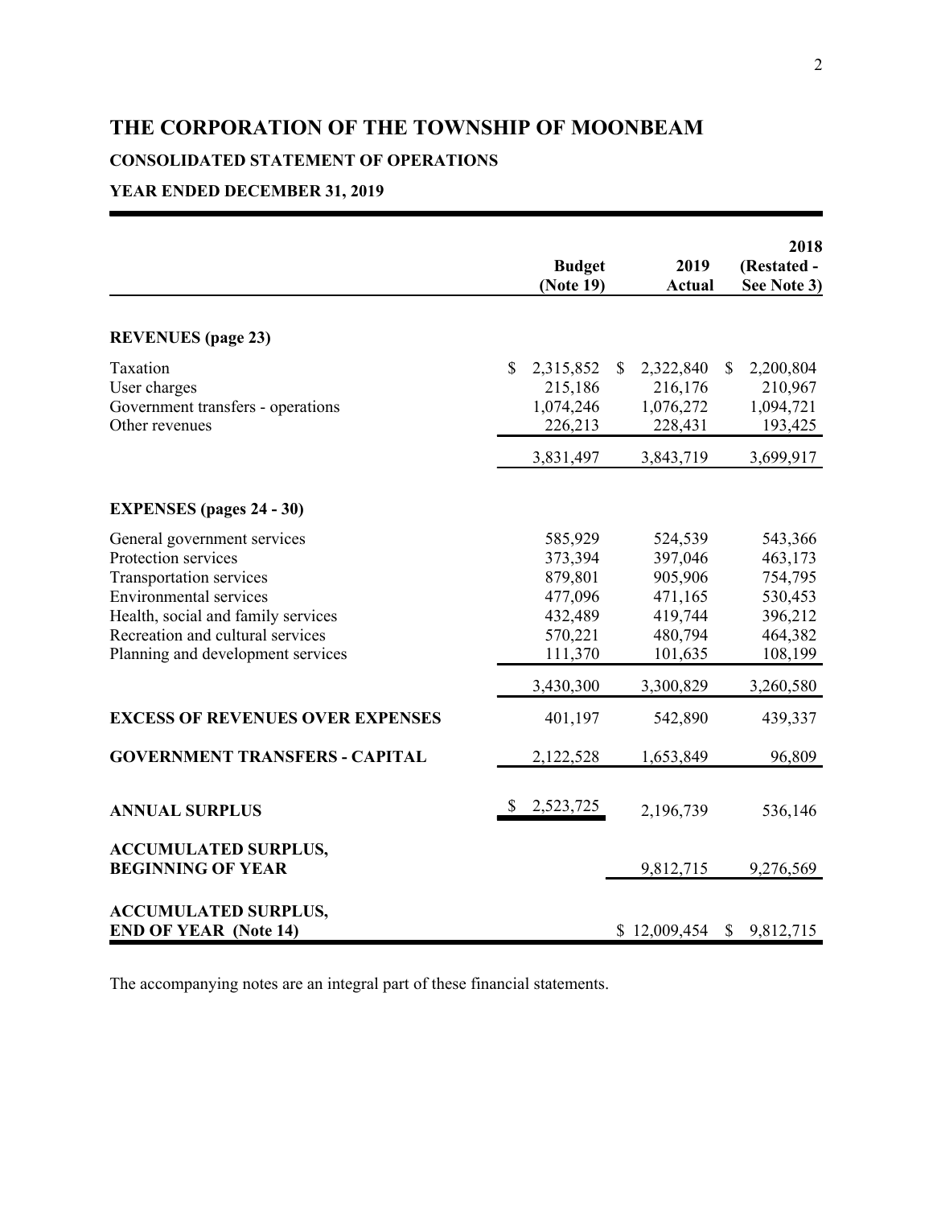# THE CORPORATION OF THE TOWNSHIP OF MOONBEAM

## CONSOLIDATED STATEMENT OF OPERATIONS

### YEAR ENDED DECEMBER 31, 2019

| | Budget (Note 19) | 2019 Actual | 2018 (Restated - See Note 3) |
|---|---|---|---|
| **REVENUES (page 23)** | | | |
| Taxation | $ 2,315,852 | $ 2,322,840 | $ 2,200,804 |
| User charges | 215,186 | 216,176 | 210,967 |
| Government transfers - operations | 1,074,246 | 1,076,272 | 1,094,721 |
| Other revenues | 226,213 | 228,431 | 193,425 |
| | 3,831,497 | 3,843,719 | 3,699,917 |
| **EXPENSES (pages 24 - 30)** | | | |
| General government services | 585,929 | 524,539 | 543,366 |
| Protection services | 373,394 | 397,046 | 463,173 |
| Transportation services | 879,801 | 905,906 | 754,795 |
| Environmental services | 477,096 | 471,165 | 530,453 |
| Health, social and family services | 432,489 | 419,744 | 396,212 |
| Recreation and cultural services | 570,221 | 480,794 | 464,382 |
| Planning and development services | 111,370 | 101,635 | 108,199 |
| | 3,430,300 | 3,300,829 | 3,260,580 |
| **EXCESS OF REVENUES OVER EXPENSES** | 401,197 | 542,890 | 439,337 |
| **GOVERNMENT TRANSFERS - CAPITAL** | 2,122,528 | 1,653,849 | 96,809 |
| **ANNUAL SURPLUS** | $ 2,523,725 | 2,196,739 | 536,146 |
| **ACCUMULATED SURPLUS, BEGINNING OF YEAR** | | 9,812,715 | 9,276,569 |
| **ACCUMULATED SURPLUS, END OF YEAR (Note 14)** | | $ 12,009,454 | $ 9,812,715 |

The accompanying notes are an integral part of these financial statements.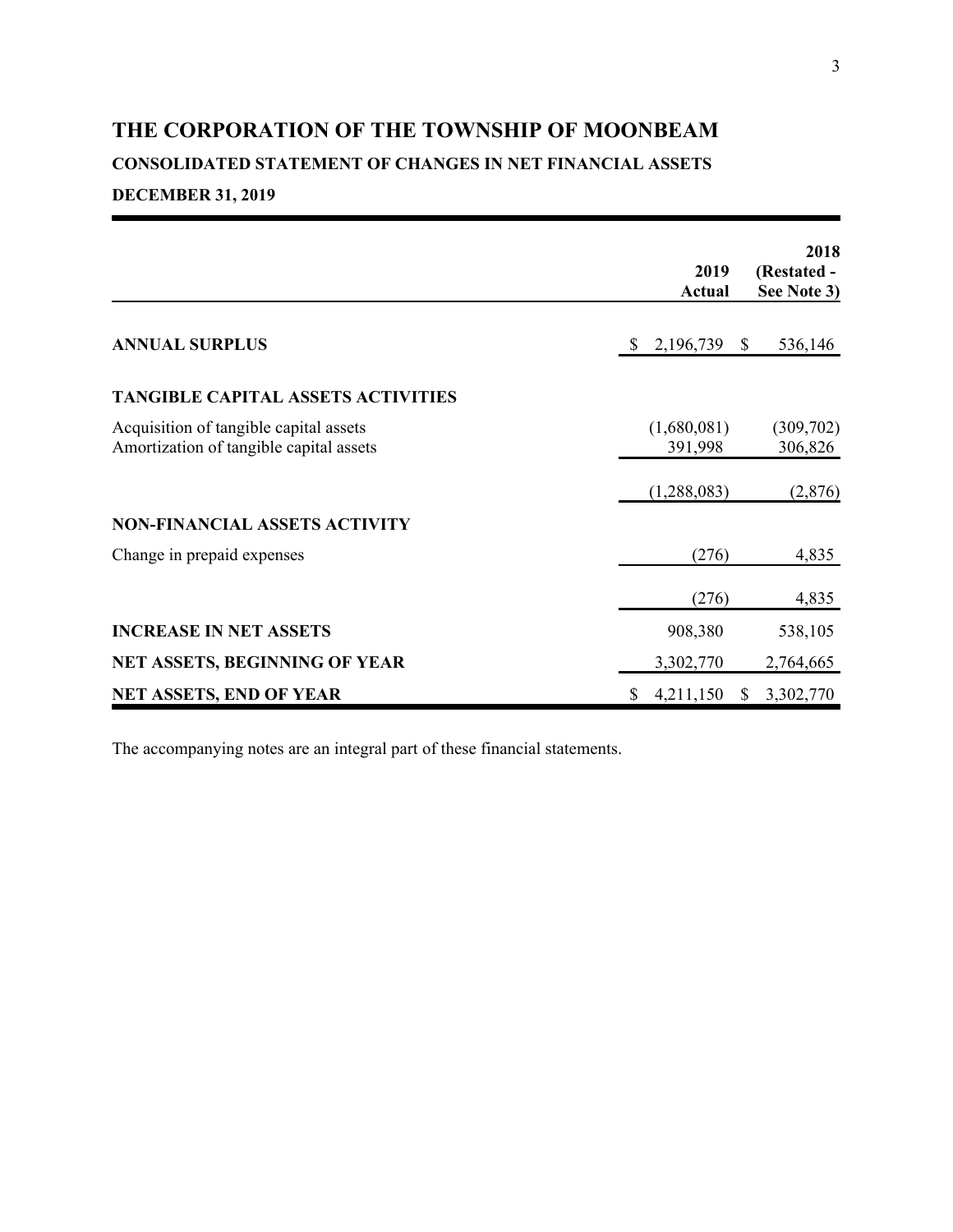# THE CORPORATION OF THE TOWNSHIP OF MOONBEAM

## CONSOLIDATED STATEMENT OF CHANGES IN NET FINANCIAL ASSETS

## DECEMBER 31, 2019

| | 2019 Actual | 2018 (Restated - See Note 3) |
|---|---|---|
| **ANNUAL SURPLUS** | $ 2,196,739 | $ 536,146 |
| **TANGIBLE CAPITAL ASSETS ACTIVITIES** | | |
| Acquisition of tangible capital assets | (1,680,081) | (309,702) |
| Amortization of tangible capital assets | 391,998 | 306,826 |
| | (1,288,083) | (2,876) |
| **NON-FINANCIAL ASSETS ACTIVITY** | | |
| Change in prepaid expenses | (276) | 4,835 |
| | (276) | 4,835 |
| **INCREASE IN NET ASSETS** | 908,380 | 538,105 |
| **NET ASSETS, BEGINNING OF YEAR** | 3,302,770 | 2,764,665 |
| **NET ASSETS, END OF YEAR** | $ 4,211,150 | $ 3,302,770 |

The accompanying notes are an integral part of these financial statements.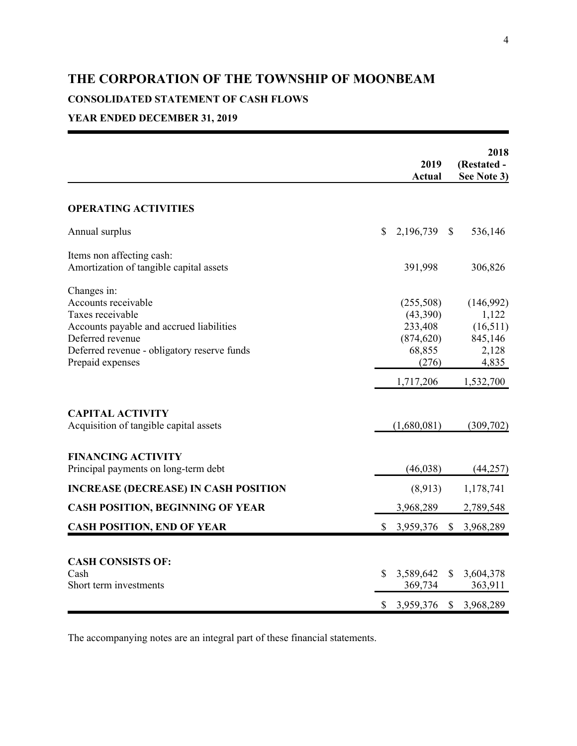# THE CORPORATION OF THE TOWNSHIP OF MOONBEAM

## CONSOLIDATED STATEMENT OF CASH FLOWS

## YEAR ENDED DECEMBER 31, 2019

| | 2019 Actual | 2018 (Restated - See Note 3) |
|---|---|---|
| **OPERATING ACTIVITIES** | | |
| Annual surplus | $ 2,196,739 | $ 536,146 |
| Items non affecting cash: | | |
| Amortization of tangible capital assets | 391,998 | 306,826 |
| Changes in: | | |
| Accounts receivable | (255,508) | (146,992) |
| Taxes receivable | (43,390) | 1,122 |
| Accounts payable and accrued liabilities | 233,408 | (16,511) |
| Deferred revenue | (874,620) | 845,146 |
| Deferred revenue - obligatory reserve funds | 68,855 | 2,128 |
| Prepaid expenses | (276) | 4,835 |
| | 1,717,206 | 1,532,700 |
| **CAPITAL ACTIVITY** | | |
| Acquisition of tangible capital assets | (1,680,081) | (309,702) |
| **FINANCING ACTIVITY** | | |
| Principal payments on long-term debt | (46,038) | (44,257) |
| **INCREASE (DECREASE) IN CASH POSITION** | (8,913) | 1,178,741 |
| **CASH POSITION, BEGINNING OF YEAR** | 3,968,289 | 2,789,548 |
| **CASH POSITION, END OF YEAR** | $ 3,959,376 | $ 3,968,289 |
| **CASH CONSISTS OF:** | | |
| Cash | $ 3,589,642 | $ 3,604,378 |
| Short term investments | 369,734 | 363,911 |
| | $ 3,959,376 | $ 3,968,289 |

The accompanying notes are an integral part of these financial statements.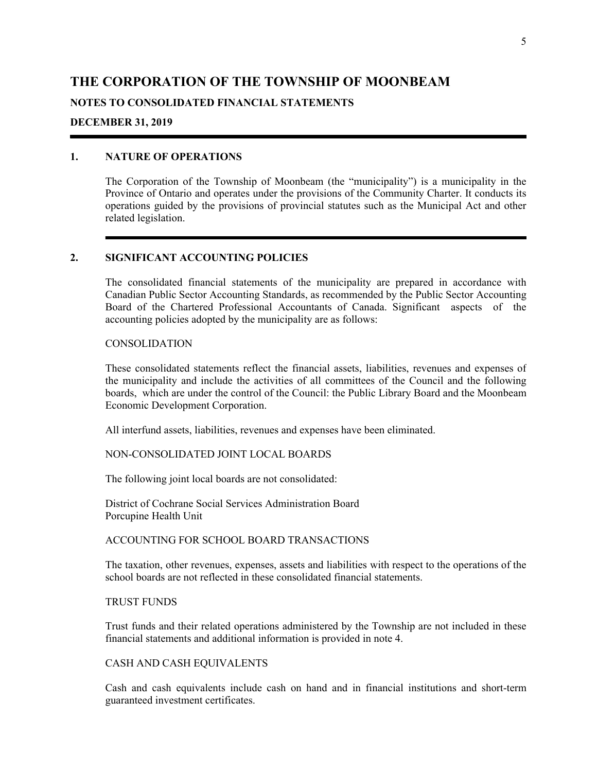# THE CORPORATION OF THE TOWNSHIP OF MOONBEAM

**NOTES TO CONSOLIDATED FINANCIAL STATEMENTS**

**DECEMBER 31, 2019**

## 1. NATURE OF OPERATIONS

The Corporation of the Township of Moonbeam (the "municipality") is a municipality in the Province of Ontario and operates under the provisions of the Community Charter. It conducts its operations guided by the provisions of provincial statutes such as the Municipal Act and other related legislation.

## 2. SIGNIFICANT ACCOUNTING POLICIES

The consolidated financial statements of the municipality are prepared in accordance with Canadian Public Sector Accounting Standards, as recommended by the Public Sector Accounting Board of the Chartered Professional Accountants of Canada. Significant aspects of the accounting policies adopted by the municipality are as follows:

CONSOLIDATION

These consolidated statements reflect the financial assets, liabilities, revenues and expenses of the municipality and include the activities of all committees of the Council and the following boards, which are under the control of the Council: the Public Library Board and the Moonbeam Economic Development Corporation.

All interfund assets, liabilities, revenues and expenses have been eliminated.

NON-CONSOLIDATED JOINT LOCAL BOARDS

The following joint local boards are not consolidated:

District of Cochrane Social Services Administration Board
Porcupine Health Unit

ACCOUNTING FOR SCHOOL BOARD TRANSACTIONS

The taxation, other revenues, expenses, assets and liabilities with respect to the operations of the school boards are not reflected in these consolidated financial statements.

TRUST FUNDS

Trust funds and their related operations administered by the Township are not included in these financial statements and additional information is provided in note 4.

CASH AND CASH EQUIVALENTS

Cash and cash equivalents include cash on hand and in financial institutions and short-term guaranteed investment certificates.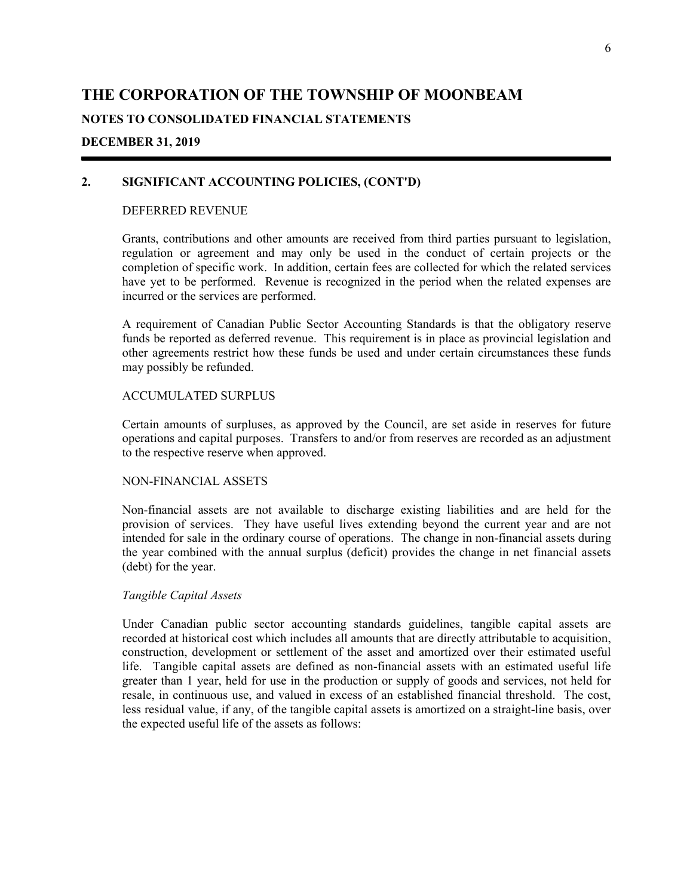# THE CORPORATION OF THE TOWNSHIP OF MOONBEAM

**NOTES TO CONSOLIDATED FINANCIAL STATEMENTS**

**DECEMBER 31, 2019**

## 2. SIGNIFICANT ACCOUNTING POLICIES, (CONT'D)

DEFERRED REVENUE

Grants, contributions and other amounts are received from third parties pursuant to legislation, regulation or agreement and may only be used in the conduct of certain projects or the completion of specific work. In addition, certain fees are collected for which the related services have yet to be performed. Revenue is recognized in the period when the related expenses are incurred or the services are performed.

A requirement of Canadian Public Sector Accounting Standards is that the obligatory reserve funds be reported as deferred revenue. This requirement is in place as provincial legislation and other agreements restrict how these funds be used and under certain circumstances these funds may possibly be refunded.

ACCUMULATED SURPLUS

Certain amounts of surpluses, as approved by the Council, are set aside in reserves for future operations and capital purposes. Transfers to and/or from reserves are recorded as an adjustment to the respective reserve when approved.

NON-FINANCIAL ASSETS

Non-financial assets are not available to discharge existing liabilities and are held for the provision of services. They have useful lives extending beyond the current year and are not intended for sale in the ordinary course of operations. The change in non-financial assets during the year combined with the annual surplus (deficit) provides the change in net financial assets (debt) for the year.

*Tangible Capital Assets*

Under Canadian public sector accounting standards guidelines, tangible capital assets are recorded at historical cost which includes all amounts that are directly attributable to acquisition, construction, development or settlement of the asset and amortized over their estimated useful life. Tangible capital assets are defined as non-financial assets with an estimated useful life greater than 1 year, held for use in the production or supply of goods and services, not held for resale, in continuous use, and valued in excess of an established financial threshold. The cost, less residual value, if any, of the tangible capital assets is amortized on a straight-line basis, over the expected useful life of the assets as follows: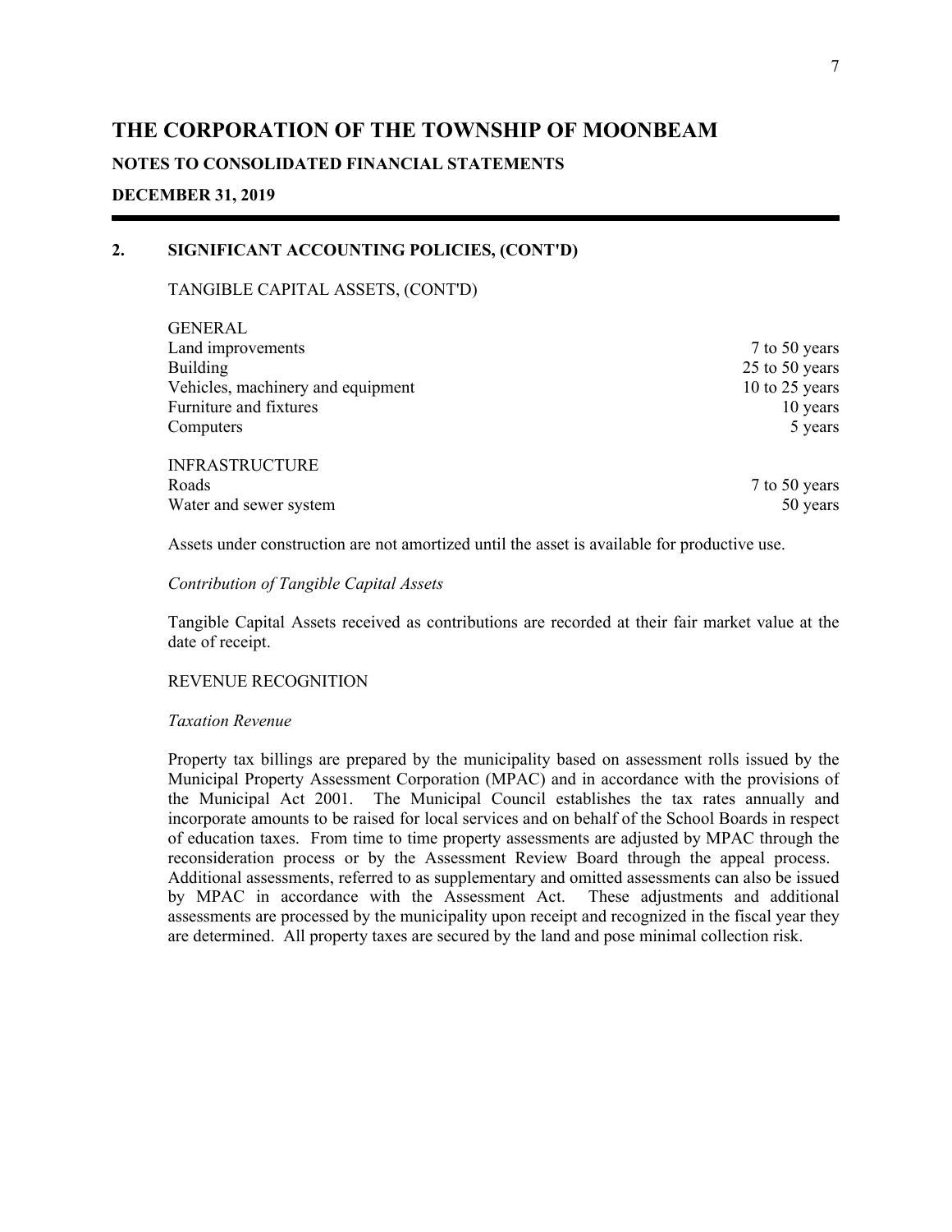# THE CORPORATION OF THE TOWNSHIP OF MOONBEAM

**NOTES TO CONSOLIDATED FINANCIAL STATEMENTS**

**DECEMBER 31, 2019**

## 2. SIGNIFICANT ACCOUNTING POLICIES, (CONT'D)

TANGIBLE CAPITAL ASSETS, (CONT'D)

| GENERAL | |
|---|---|
| Land improvements | 7 to 50 years |
| Building | 25 to 50 years |
| Vehicles, machinery and equipment | 10 to 25 years |
| Furniture and fixtures | 10 years |
| Computers | 5 years |
| **INFRASTRUCTURE** | |
| Roads | 7 to 50 years |
| Water and sewer system | 50 years |

Assets under construction are not amortized until the asset is available for productive use.

*Contribution of Tangible Capital Assets*

Tangible Capital Assets received as contributions are recorded at their fair market value at the date of receipt.

REVENUE RECOGNITION

*Taxation Revenue*

Property tax billings are prepared by the municipality based on assessment rolls issued by the Municipal Property Assessment Corporation (MPAC) and in accordance with the provisions of the Municipal Act 2001. The Municipal Council establishes the tax rates annually and incorporate amounts to be raised for local services and on behalf of the School Boards in respect of education taxes. From time to time property assessments are adjusted by MPAC through the reconsideration process or by the Assessment Review Board through the appeal process. Additional assessments, referred to as supplementary and omitted assessments can also be issued by MPAC in accordance with the Assessment Act. These adjustments and additional assessments are processed by the municipality upon receipt and recognized in the fiscal year they are determined. All property taxes are secured by the land and pose minimal collection risk.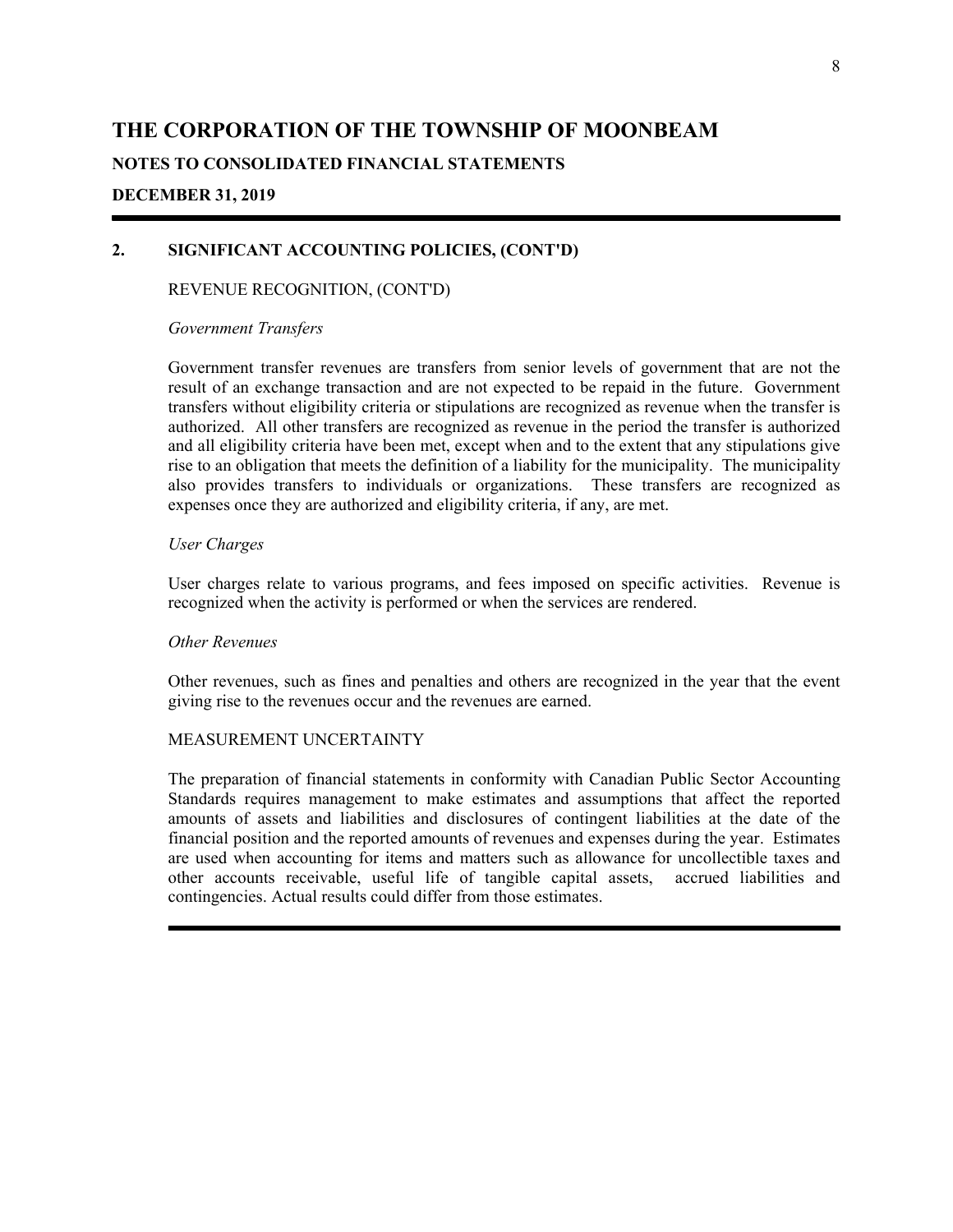# THE CORPORATION OF THE TOWNSHIP OF MOONBEAM

**NOTES TO CONSOLIDATED FINANCIAL STATEMENTS**

**DECEMBER 31, 2019**

## 2. SIGNIFICANT ACCOUNTING POLICIES, (CONT'D)

REVENUE RECOGNITION, (CONT'D)

*Government Transfers*

Government transfer revenues are transfers from senior levels of government that are not the result of an exchange transaction and are not expected to be repaid in the future. Government transfers without eligibility criteria or stipulations are recognized as revenue when the transfer is authorized. All other transfers are recognized as revenue in the period the transfer is authorized and all eligibility criteria have been met, except when and to the extent that any stipulations give rise to an obligation that meets the definition of a liability for the municipality. The municipality also provides transfers to individuals or organizations. These transfers are recognized as expenses once they are authorized and eligibility criteria, if any, are met.

*User Charges*

User charges relate to various programs, and fees imposed on specific activities. Revenue is recognized when the activity is performed or when the services are rendered.

*Other Revenues*

Other revenues, such as fines and penalties and others are recognized in the year that the event giving rise to the revenues occur and the revenues are earned.

MEASUREMENT UNCERTAINTY

The preparation of financial statements in conformity with Canadian Public Sector Accounting Standards requires management to make estimates and assumptions that affect the reported amounts of assets and liabilities and disclosures of contingent liabilities at the date of the financial position and the reported amounts of revenues and expenses during the year. Estimates are used when accounting for items and matters such as allowance for uncollectible taxes and other accounts receivable, useful life of tangible capital assets, accrued liabilities and contingencies. Actual results could differ from those estimates.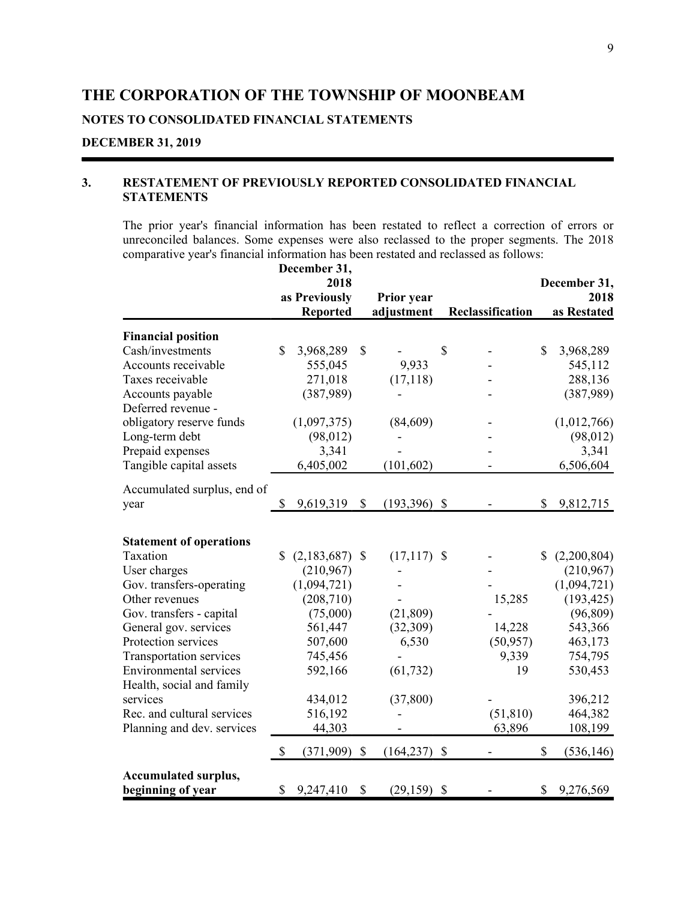# THE CORPORATION OF THE TOWNSHIP OF MOONBEAM

## NOTES TO CONSOLIDATED FINANCIAL STATEMENTS

## DECEMBER 31, 2019

### 3. RESTATEMENT OF PREVIOUSLY REPORTED CONSOLIDATED FINANCIAL STATEMENTS

The prior year's financial information has been restated to reflect a correction of errors or unreconciled balances. Some expenses were also reclassed to the proper segments. The 2018 comparative year's financial information has been restated and reclassed as follows:

| | December 31, 2018 as Previously Reported | Prior year adjustment | Reclassification | December 31, 2018 as Restated |
|---|---|---|---|---|
| **Financial position** | | | | |
| Cash/investments | $ 3,968,289 | $ - | $ - | $ 3,968,289 |
| Accounts receivable | 555,045 | 9,933 | - | 545,112 |
| Taxes receivable | 271,018 | (17,118) | - | 288,136 |
| Accounts payable | (387,989) | - | - | (387,989) |
| Deferred revenue - obligatory reserve funds | (1,097,375) | (84,609) | - | (1,012,766) |
| Long-term debt | (98,012) | - | - | (98,012) |
| Prepaid expenses | 3,341 | - | - | 3,341 |
| Tangible capital assets | 6,405,002 | (101,602) | - | 6,506,604 |
| Accumulated surplus, end of year | $ 9,619,319 | $ (193,396) | $ - | $ 9,812,715 |
| | | | | |
| **Statement of operations** | | | | |
| Taxation | $ (2,183,687) | $ (17,117) | $ - | $ (2,200,804) |
| User charges | (210,967) | - | - | (210,967) |
| Gov. transfers-operating | (1,094,721) | - | - | (1,094,721) |
| Other revenues | (208,710) | - | 15,285 | (193,425) |
| Gov. transfers - capital | (75,000) | (21,809) | - | (96,809) |
| General gov. services | 561,447 | (32,309) | 14,228 | 543,366 |
| Protection services | 507,600 | 6,530 | (50,957) | 463,173 |
| Transportation services | 745,456 | - | 9,339 | 754,795 |
| Environmental services | 592,166 | (61,732) | 19 | 530,453 |
| Health, social and family services | 434,012 | (37,800) | - | 396,212 |
| Rec. and cultural services | 516,192 | - | (51,810) | 464,382 |
| Planning and dev. services | 44,303 | - | 63,896 | 108,199 |
| | $ (371,909) | $ (164,237) | $ - | $ (536,146) |
| **Accumulated surplus, beginning of year** | $ 9,247,410 | $ (29,159) | $ - | $ 9,276,569 |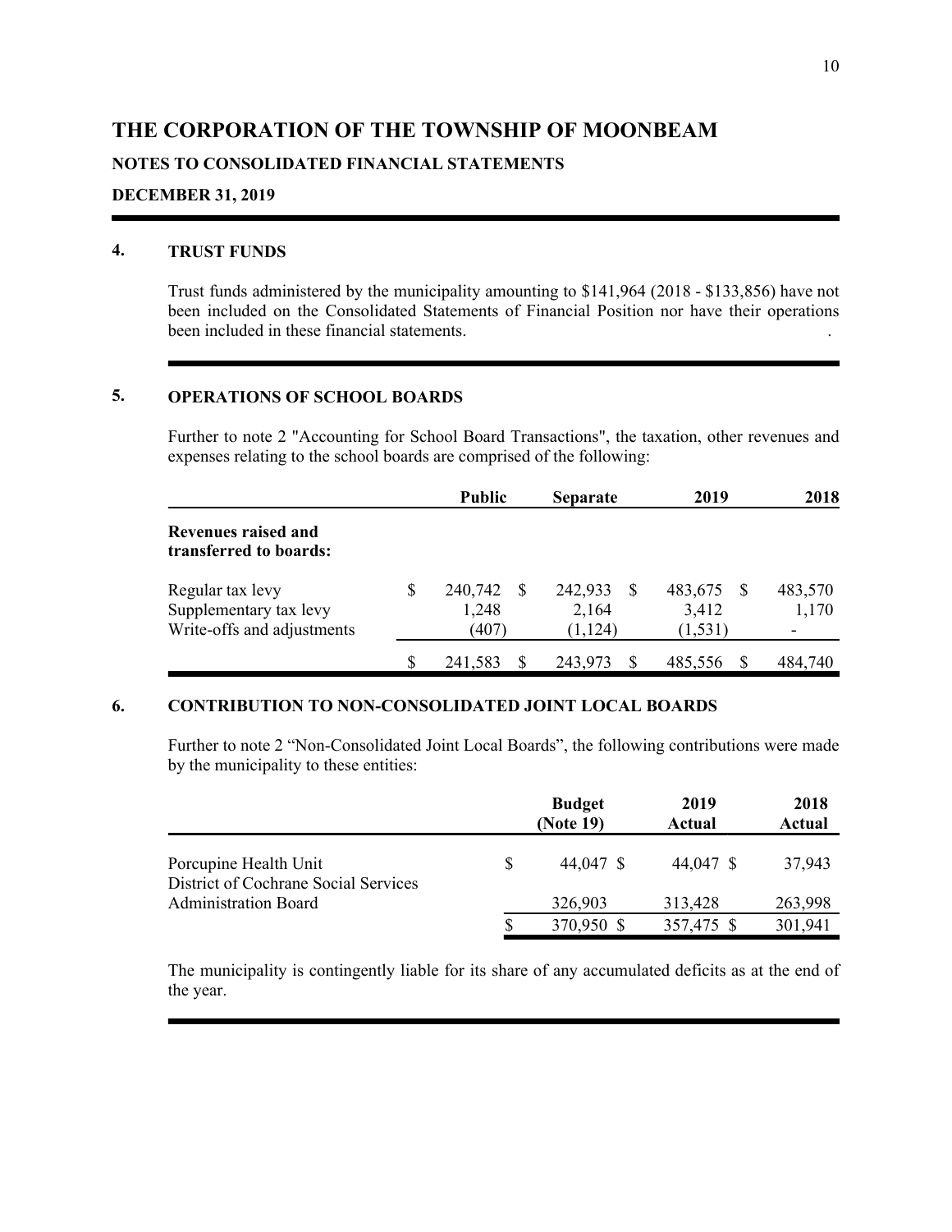# THE CORPORATION OF THE TOWNSHIP OF MOONBEAM

**NOTES TO CONSOLIDATED FINANCIAL STATEMENTS**

**DECEMBER 31, 2019**

## 4. TRUST FUNDS

Trust funds administered by the municipality amounting to $141,964 (2018 - $133,856) have not been included on the Consolidated Statements of Financial Position nor have their operations been included in these financial statements.

## 5. OPERATIONS OF SCHOOL BOARDS

Further to note 2 "Accounting for School Board Transactions", the taxation, other revenues and expenses relating to the school boards are comprised of the following:

| | Public | Separate | 2019 | 2018 |
|---|---|---|---|---|
| **Revenues raised and transferred to boards:** | | | | |
| Regular tax levy | $ 240,742 | $ 242,933 | $ 483,675 | $ 483,570 |
| Supplementary tax levy | 1,248 | 2,164 | 3,412 | 1,170 |
| Write-offs and adjustments | (407) | (1,124) | (1,531) | - |
| | $ 241,583 | $ 243,973 | $ 485,556 | $ 484,740 |

## 6. CONTRIBUTION TO NON-CONSOLIDATED JOINT LOCAL BOARDS

Further to note 2 "Non-Consolidated Joint Local Boards", the following contributions were made by the municipality to these entities:

| | Budget (Note 19) | 2019 Actual | 2018 Actual |
|---|---|---|---|
| Porcupine Health Unit | $ 44,047 | $ 44,047 | $ 37,943 |
| District of Cochrane Social Services Administration Board | 326,903 | 313,428 | 263,998 |
| | $ 370,950 | $ 357,475 | $ 301,941 |

The municipality is contingently liable for its share of any accumulated deficits as at the end of the year.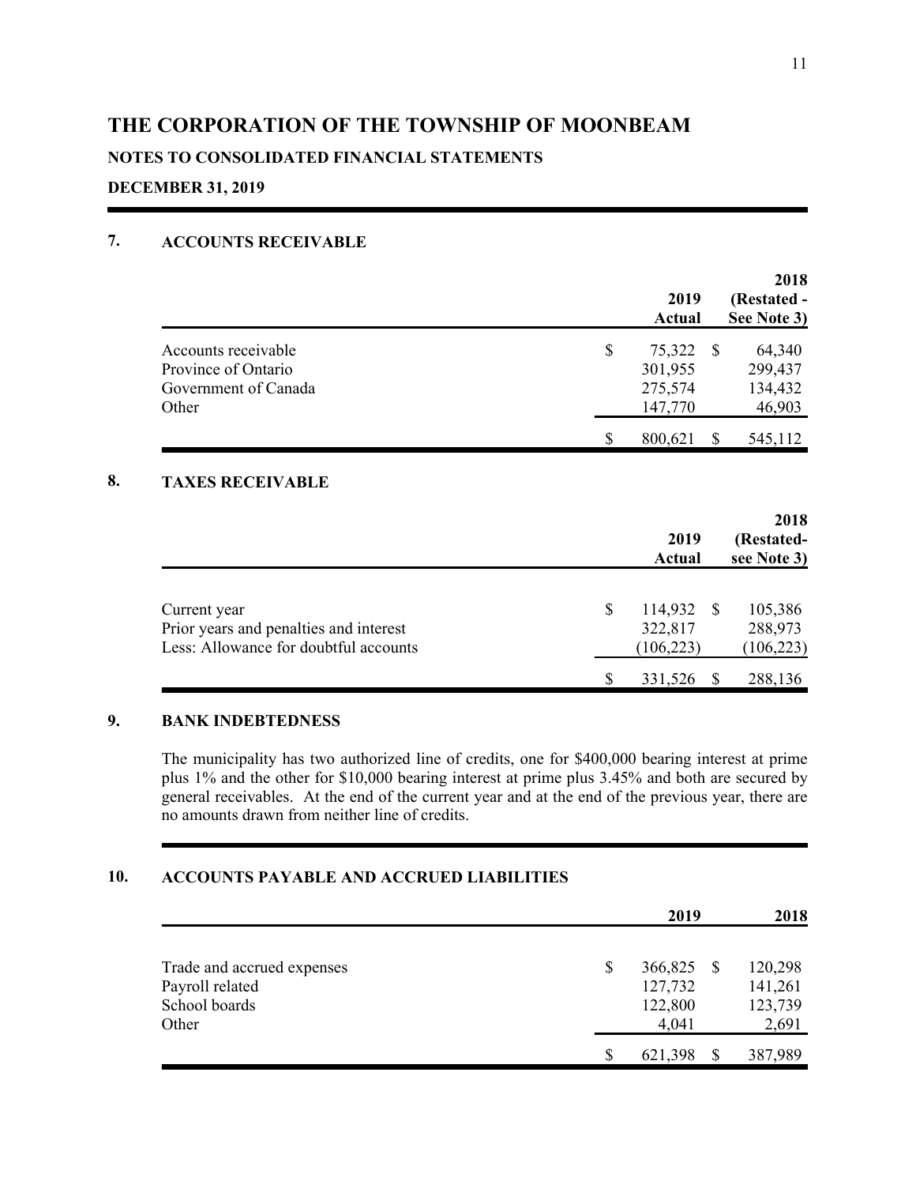# THE CORPORATION OF THE TOWNSHIP OF MOONBEAM

**NOTES TO CONSOLIDATED FINANCIAL STATEMENTS**

**DECEMBER 31, 2019**

## 7. ACCOUNTS RECEIVABLE

| | 2019 Actual | 2018 (Restated - See Note 3) |
|---|---|---|
| Accounts receivable | $ 75,322 | $ 64,340 |
| Province of Ontario | 301,955 | 299,437 |
| Government of Canada | 275,574 | 134,432 |
| Other | 147,770 | 46,903 |
| | $ 800,621 | $ 545,112 |

## 8. TAXES RECEIVABLE

| | 2019 Actual | 2018 (Restated- see Note 3) |
|---|---|---|
| Current year | $ 114,932 | $ 105,386 |
| Prior years and penalties and interest | 322,817 | 288,973 |
| Less: Allowance for doubtful accounts | (106,223) | (106,223) |
| | $ 331,526 | $ 288,136 |

## 9. BANK INDEBTEDNESS

The municipality has two authorized line of credits, one for $400,000 bearing interest at prime plus 1% and the other for $10,000 bearing interest at prime plus 3.45% and both are secured by general receivables. At the end of the current year and at the end of the previous year, there are no amounts drawn from neither line of credits.

## 10. ACCOUNTS PAYABLE AND ACCRUED LIABILITIES

| | 2019 | 2018 |
|---|---|---|
| Trade and accrued expenses | $ 366,825 | $ 120,298 |
| Payroll related | 127,732 | 141,261 |
| School boards | 122,800 | 123,739 |
| Other | 4,041 | 2,691 |
| | $ 621,398 | $ 387,989 |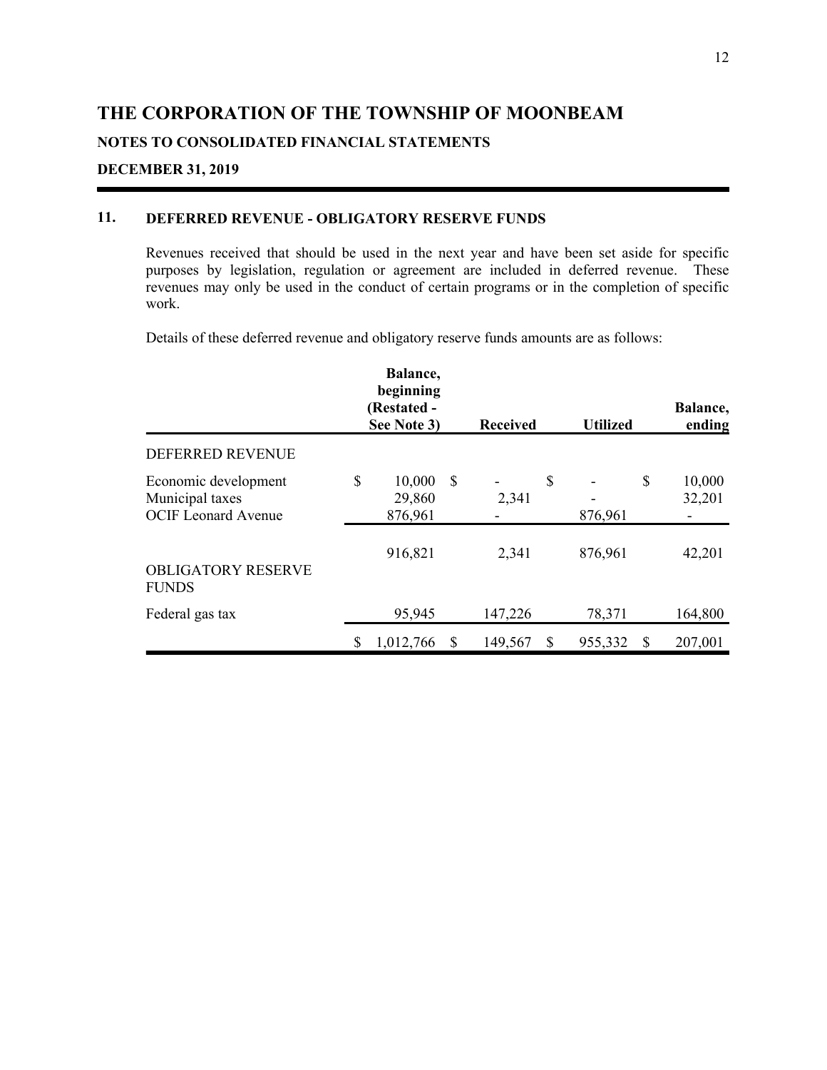# THE CORPORATION OF THE TOWNSHIP OF MOONBEAM

**NOTES TO CONSOLIDATED FINANCIAL STATEMENTS**

**DECEMBER 31, 2019**

## 11. DEFERRED REVENUE - OBLIGATORY RESERVE FUNDS

Revenues received that should be used in the next year and have been set aside for specific purposes by legislation, regulation or agreement are included in deferred revenue. These revenues may only be used in the conduct of certain programs or in the completion of specific work.

Details of these deferred revenue and obligatory reserve funds amounts are as follows:

| | Balance, beginning (Restated - See Note 3) | Received | Utilized | Balance, ending |
|---|---|---|---|---|
| DEFERRED REVENUE | | | | |
| Economic development | $ 10,000 | $ - | $ - | $ 10,000 |
| Municipal taxes | 29,860 | 2,341 | - | 32,201 |
| OCIF Leonard Avenue | 876,961 | - | 876,961 | - |
| | 916,821 | 2,341 | 876,961 | 42,201 |
| OBLIGATORY RESERVE FUNDS | | | | |
| Federal gas tax | 95,945 | 147,226 | 78,371 | 164,800 |
| | $ 1,012,766 | $ 149,567 | $ 955,332 | $ 207,001 |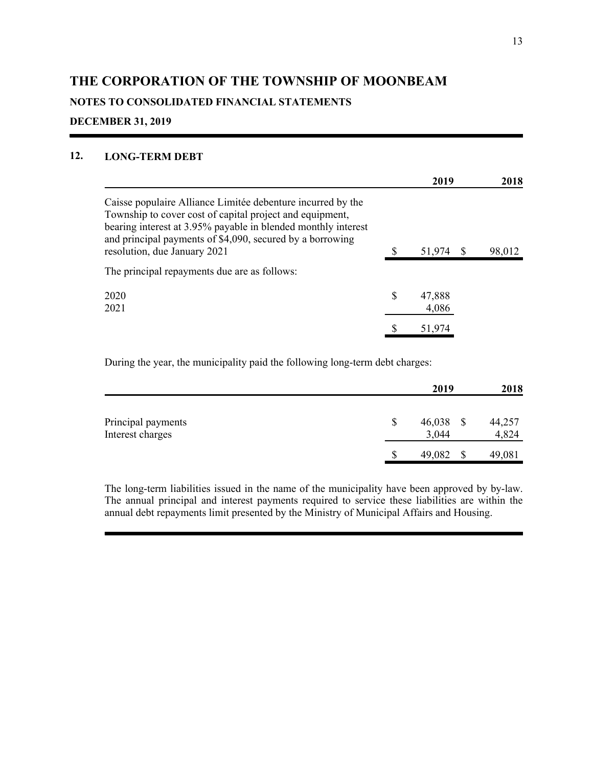# THE CORPORATION OF THE TOWNSHIP OF MOONBEAM

## NOTES TO CONSOLIDATED FINANCIAL STATEMENTS

## DECEMBER 31, 2019

### 12. LONG-TERM DEBT

| | 2019 | 2018 |
|---|---|---|
| Caisse populaire Alliance Limitée debenture incurred by the Township to cover cost of capital project and equipment, bearing interest at 3.95% payable in blended monthly interest and principal payments of $4,090, secured by a borrowing resolution, due January 2021 | $ 51,974 | $ 98,012 |

The principal repayments due are as follows:

| | |
|---|---|
| 2020 | $ 47,888 |
| 2021 | 4,086 |
| | $ 51,974 |

During the year, the municipality paid the following long-term debt charges:

| | 2019 | 2018 |
|---|---|---|
| Principal payments | $ 46,038 | $ 44,257 |
| Interest charges | 3,044 | 4,824 |
| | $ 49,082 | $ 49,081 |

The long-term liabilities issued in the name of the municipality have been approved by by-law. The annual principal and interest payments required to service these liabilities are within the annual debt repayments limit presented by the Ministry of Municipal Affairs and Housing.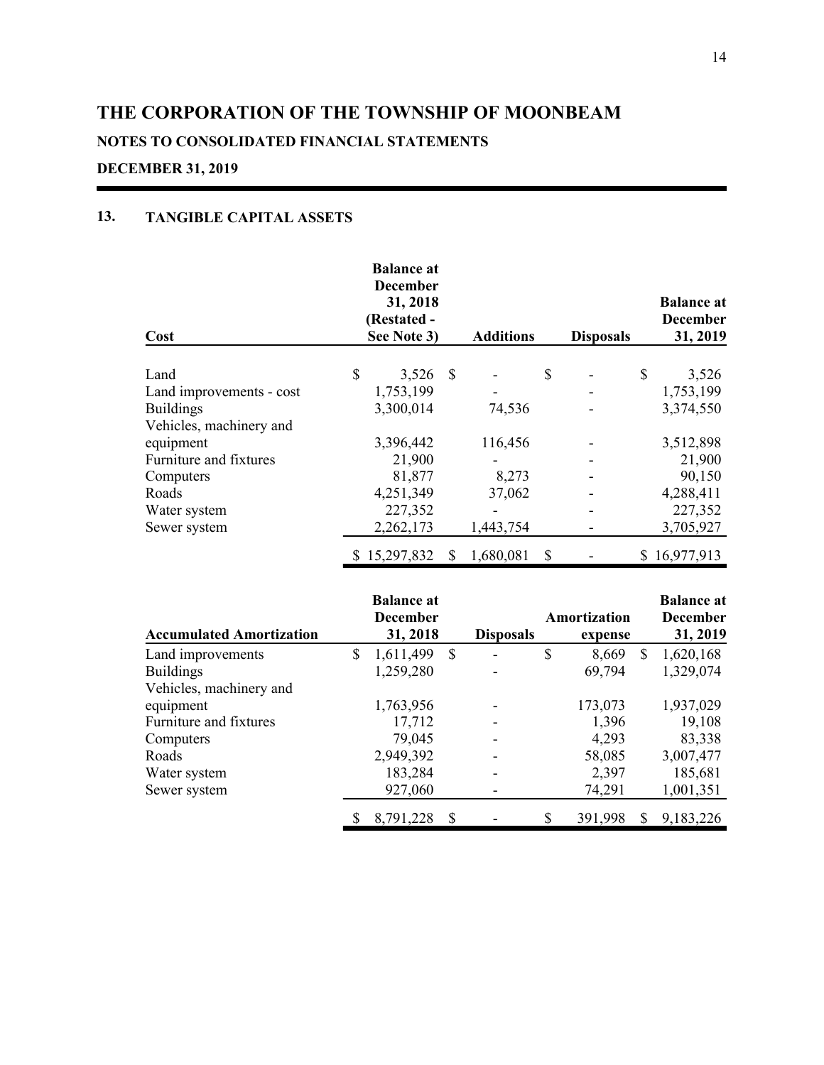# THE CORPORATION OF THE TOWNSHIP OF MOONBEAM

## NOTES TO CONSOLIDATED FINANCIAL STATEMENTS

## DECEMBER 31, 2019

### 13. TANGIBLE CAPITAL ASSETS

| Cost | Balance at December 31, 2018 (Restated - See Note 3) | Additions | Disposals | Balance at December 31, 2019 |
|---|---|---|---|---|
| Land | $ 3,526 | $ - | $ - | $ 3,526 |
| Land improvements - cost | 1,753,199 | - | - | 1,753,199 |
| Buildings | 3,300,014 | 74,536 | - | 3,374,550 |
| Vehicles, machinery and equipment | 3,396,442 | 116,456 | - | 3,512,898 |
| Furniture and fixtures | 21,900 | - | - | 21,900 |
| Computers | 81,877 | 8,273 | - | 90,150 |
| Roads | 4,251,349 | 37,062 | - | 4,288,411 |
| Water system | 227,352 | - | - | 227,352 |
| Sewer system | 2,262,173 | 1,443,754 | - | 3,705,927 |
| | $ 15,297,832 | $ 1,680,081 | $ - | $ 16,977,913 |

| Accumulated Amortization | Balance at December 31, 2018 | Disposals | Amortization expense | Balance at December 31, 2019 |
|---|---|---|---|---|
| Land improvements | $ 1,611,499 | $ - | $ 8,669 | $ 1,620,168 |
| Buildings | 1,259,280 | - | 69,794 | 1,329,074 |
| Vehicles, machinery and equipment | 1,763,956 | - | 173,073 | 1,937,029 |
| Furniture and fixtures | 17,712 | - | 1,396 | 19,108 |
| Computers | 79,045 | - | 4,293 | 83,338 |
| Roads | 2,949,392 | - | 58,085 | 3,007,477 |
| Water system | 183,284 | - | 2,397 | 185,681 |
| Sewer system | 927,060 | - | 74,291 | 1,001,351 |
| | $ 8,791,228 | $ - | $ 391,998 | $ 9,183,226 |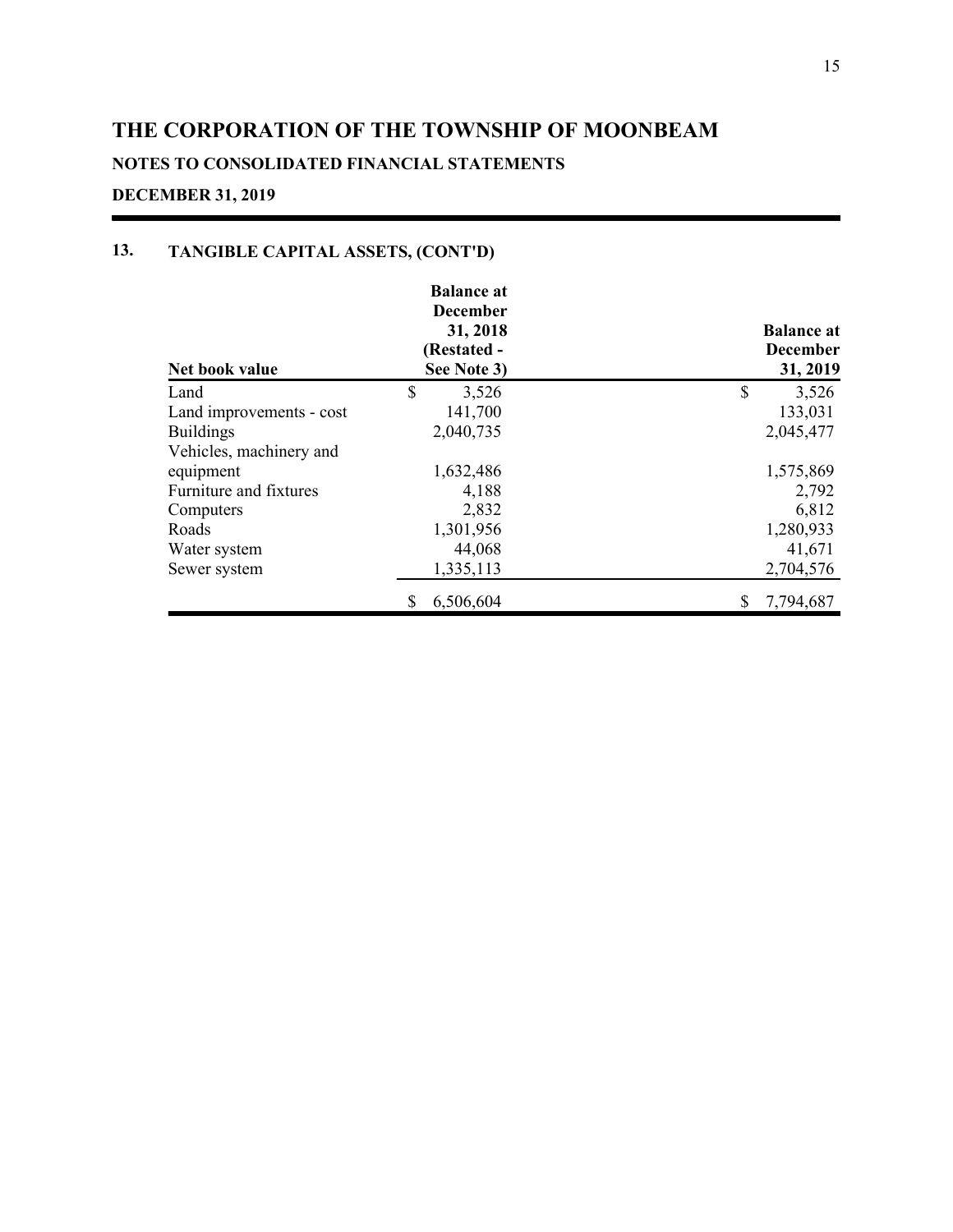# THE CORPORATION OF THE TOWNSHIP OF MOONBEAM

## NOTES TO CONSOLIDATED FINANCIAL STATEMENTS

## DECEMBER 31, 2019

### 13. TANGIBLE CAPITAL ASSETS, (CONT'D)

| Net book value | Balance at December 31, 2018 (Restated - See Note 3) | Balance at December 31, 2019 |
|---|---|---|
| Land | $ 3,526 | $ 3,526 |
| Land improvements - cost | 141,700 | 133,031 |
| Buildings | 2,040,735 | 2,045,477 |
| Vehicles, machinery and equipment | 1,632,486 | 1,575,869 |
| Furniture and fixtures | 4,188 | 2,792 |
| Computers | 2,832 | 6,812 |
| Roads | 1,301,956 | 1,280,933 |
| Water system | 44,068 | 41,671 |
| Sewer system | 1,335,113 | 2,704,576 |
| | $ 6,506,604 | $ 7,794,687 |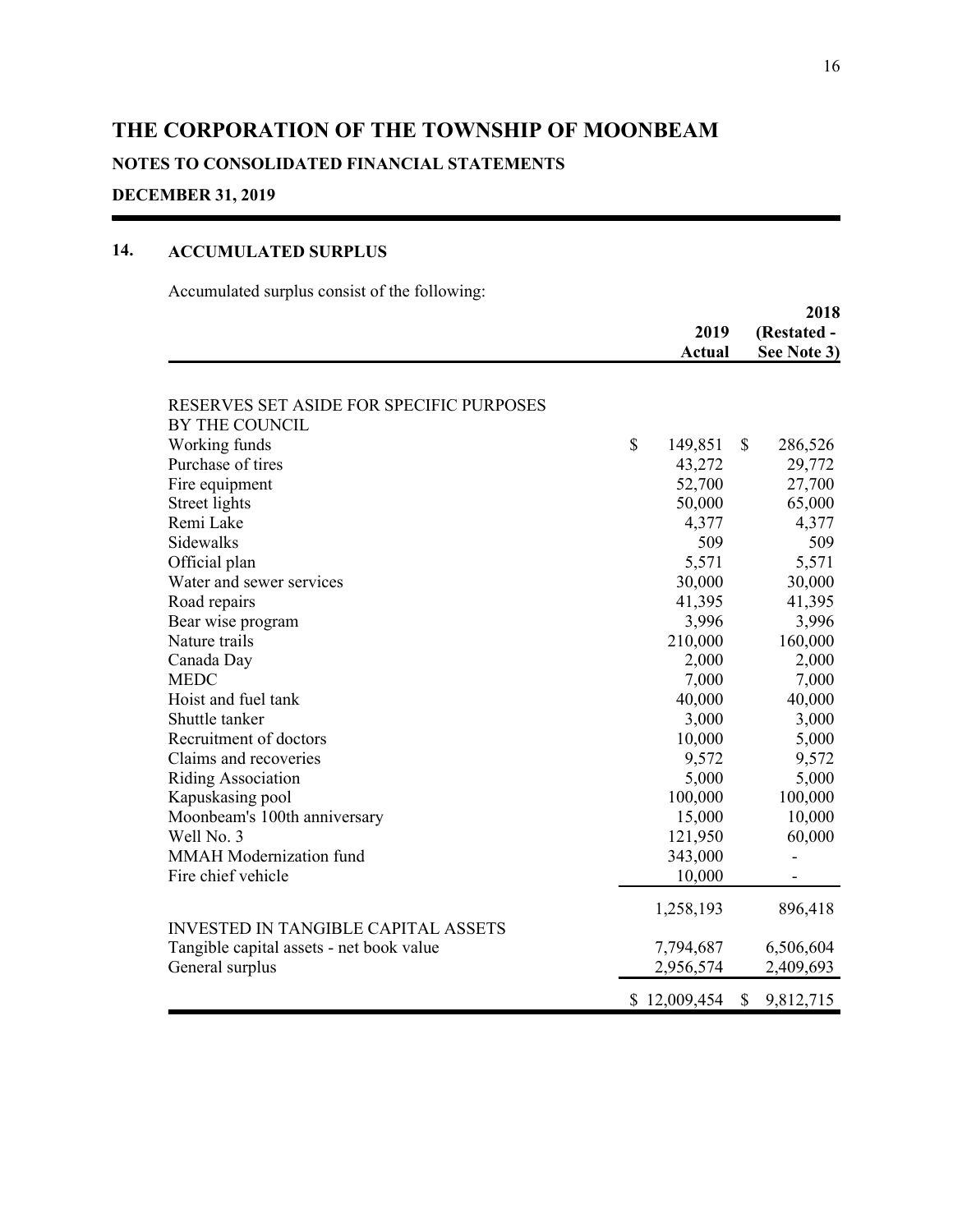# THE CORPORATION OF THE TOWNSHIP OF MOONBEAM

**NOTES TO CONSOLIDATED FINANCIAL STATEMENTS**

**DECEMBER 31, 2019**

## 14. ACCUMULATED SURPLUS

Accumulated surplus consist of the following:

| | 2019 Actual | 2018 (Restated - See Note 3) |
|---|---|---|
| RESERVES SET ASIDE FOR SPECIFIC PURPOSES BY THE COUNCIL | | |
| Working funds | $ 149,851 | $ 286,526 |
| Purchase of tires | 43,272 | 29,772 |
| Fire equipment | 52,700 | 27,700 |
| Street lights | 50,000 | 65,000 |
| Remi Lake | 4,377 | 4,377 |
| Sidewalks | 509 | 509 |
| Official plan | 5,571 | 5,571 |
| Water and sewer services | 30,000 | 30,000 |
| Road repairs | 41,395 | 41,395 |
| Bear wise program | 3,996 | 3,996 |
| Nature trails | 210,000 | 160,000 |
| Canada Day | 2,000 | 2,000 |
| MEDC | 7,000 | 7,000 |
| Hoist and fuel tank | 40,000 | 40,000 |
| Shuttle tanker | 3,000 | 3,000 |
| Recruitment of doctors | 10,000 | 5,000 |
| Claims and recoveries | 9,572 | 9,572 |
| Riding Association | 5,000 | 5,000 |
| Kapuskasing pool | 100,000 | 100,000 |
| Moonbeam's 100th anniversary | 15,000 | 10,000 |
| Well No. 3 | 121,950 | 60,000 |
| MMAH Modernization fund | 343,000 | - |
| Fire chief vehicle | 10,000 | - |
| | 1,258,193 | 896,418 |
| INVESTED IN TANGIBLE CAPITAL ASSETS | | |
| Tangible capital assets - net book value | 7,794,687 | 6,506,604 |
| General surplus | 2,956,574 | 2,409,693 |
| | $ 12,009,454 | $ 9,812,715 |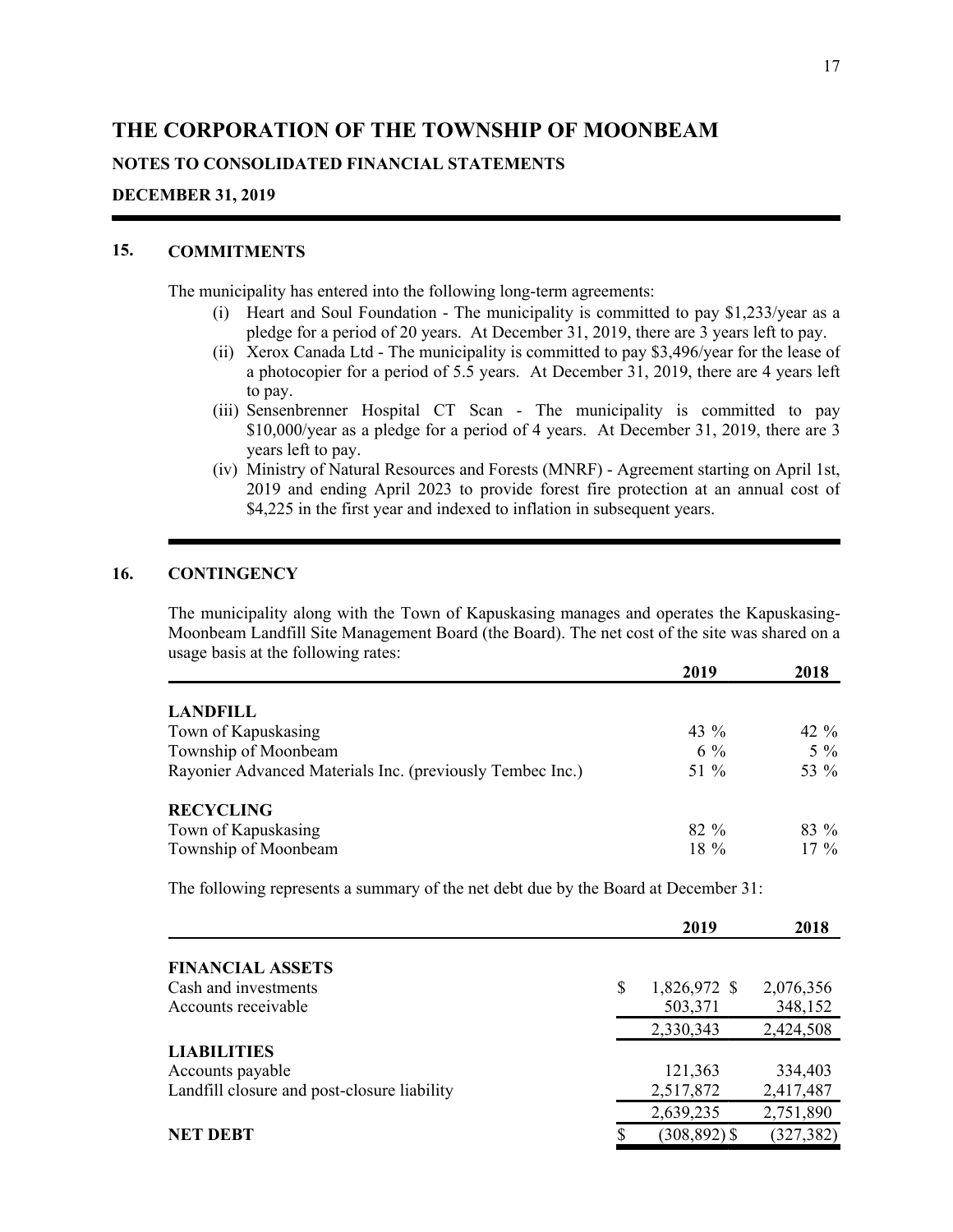# THE CORPORATION OF THE TOWNSHIP OF MOONBEAM

**NOTES TO CONSOLIDATED FINANCIAL STATEMENTS**

**DECEMBER 31, 2019**

## 15. COMMITMENTS

The municipality has entered into the following long-term agreements:

(i) Heart and Soul Foundation - The municipality is committed to pay $1,233/year as a pledge for a period of 20 years. At December 31, 2019, there are 3 years left to pay.

(ii) Xerox Canada Ltd - The municipality is committed to pay $3,496/year for the lease of a photocopier for a period of 5.5 years. At December 31, 2019, there are 4 years left to pay.

(iii) Sensenbrenner Hospital CT Scan - The municipality is committed to pay $10,000/year as a pledge for a period of 4 years. At December 31, 2019, there are 3 years left to pay.

(iv) Ministry of Natural Resources and Forests (MNRF) - Agreement starting on April 1st, 2019 and ending April 2023 to provide forest fire protection at an annual cost of $4,225 in the first year and indexed to inflation in subsequent years.

## 16. CONTINGENCY

The municipality along with the Town of Kapuskasing manages and operates the Kapuskasing-Moonbeam Landfill Site Management Board (the Board). The net cost of the site was shared on a usage basis at the following rates:

| | 2019 | 2018 |
|---|---|---|
| **LANDFILL** | | |
| Town of Kapuskasing | 43 % | 42 % |
| Township of Moonbeam | 6 % | 5 % |
| Rayonier Advanced Materials Inc. (previously Tembec Inc.) | 51 % | 53 % |
| **RECYCLING** | | |
| Town of Kapuskasing | 82 % | 83 % |
| Township of Moonbeam | 18 % | 17 % |

The following represents a summary of the net debt due by the Board at December 31:

| | 2019 | 2018 |
|---|---|---|
| **FINANCIAL ASSETS** | | |
| Cash and investments | $ 1,826,972 | $ 2,076,356 |
| Accounts receivable | 503,371 | 348,152 |
| | 2,330,343 | 2,424,508 |
| **LIABILITIES** | | |
| Accounts payable | 121,363 | 334,403 |
| Landfill closure and post-closure liability | 2,517,872 | 2,417,487 |
| | 2,639,235 | 2,751,890 |
| **NET DEBT** | $ (308,892) | $ (327,382) |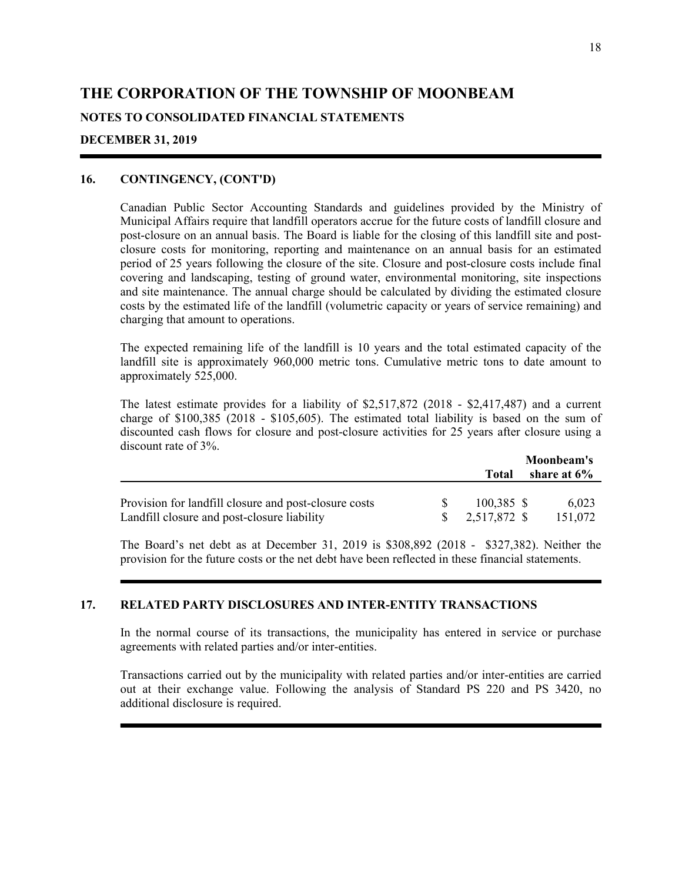# THE CORPORATION OF THE TOWNSHIP OF MOONBEAM

**NOTES TO CONSOLIDATED FINANCIAL STATEMENTS**

**DECEMBER 31, 2019**

## 16. CONTINGENCY, (CONT'D)

Canadian Public Sector Accounting Standards and guidelines provided by the Ministry of Municipal Affairs require that landfill operators accrue for the future costs of landfill closure and post-closure on an annual basis. The Board is liable for the closing of this landfill site and post-closure costs for monitoring, reporting and maintenance on an annual basis for an estimated period of 25 years following the closure of the site. Closure and post-closure costs include final covering and landscaping, testing of ground water, environmental monitoring, site inspections and site maintenance. The annual charge should be calculated by dividing the estimated closure costs by the estimated life of the landfill (volumetric capacity or years of service remaining) and charging that amount to operations.

The expected remaining life of the landfill is 10 years and the total estimated capacity of the landfill site is approximately 960,000 metric tons. Cumulative metric tons to date amount to approximately 525,000.

The latest estimate provides for a liability of $2,517,872 (2018 - $2,417,487) and a current charge of $100,385 (2018 - $105,605). The estimated total liability is based on the sum of discounted cash flows for closure and post-closure activities for 25 years after closure using a discount rate of 3%.

| | Total | Moonbeam's share at 6% |
|---|---|---|
| Provision for landfill closure and post-closure costs | $ 100,385 | $ 6,023 |
| Landfill closure and post-closure liability | $ 2,517,872 | $ 151,072 |

The Board's net debt as at December 31, 2019 is $308,892 (2018 - $327,382). Neither the provision for the future costs or the net debt have been reflected in these financial statements.

## 17. RELATED PARTY DISCLOSURES AND INTER-ENTITY TRANSACTIONS

In the normal course of its transactions, the municipality has entered in service or purchase agreements with related parties and/or inter-entities.

Transactions carried out by the municipality with related parties and/or inter-entities are carried out at their exchange value. Following the analysis of Standard PS 220 and PS 3420, no additional disclosure is required.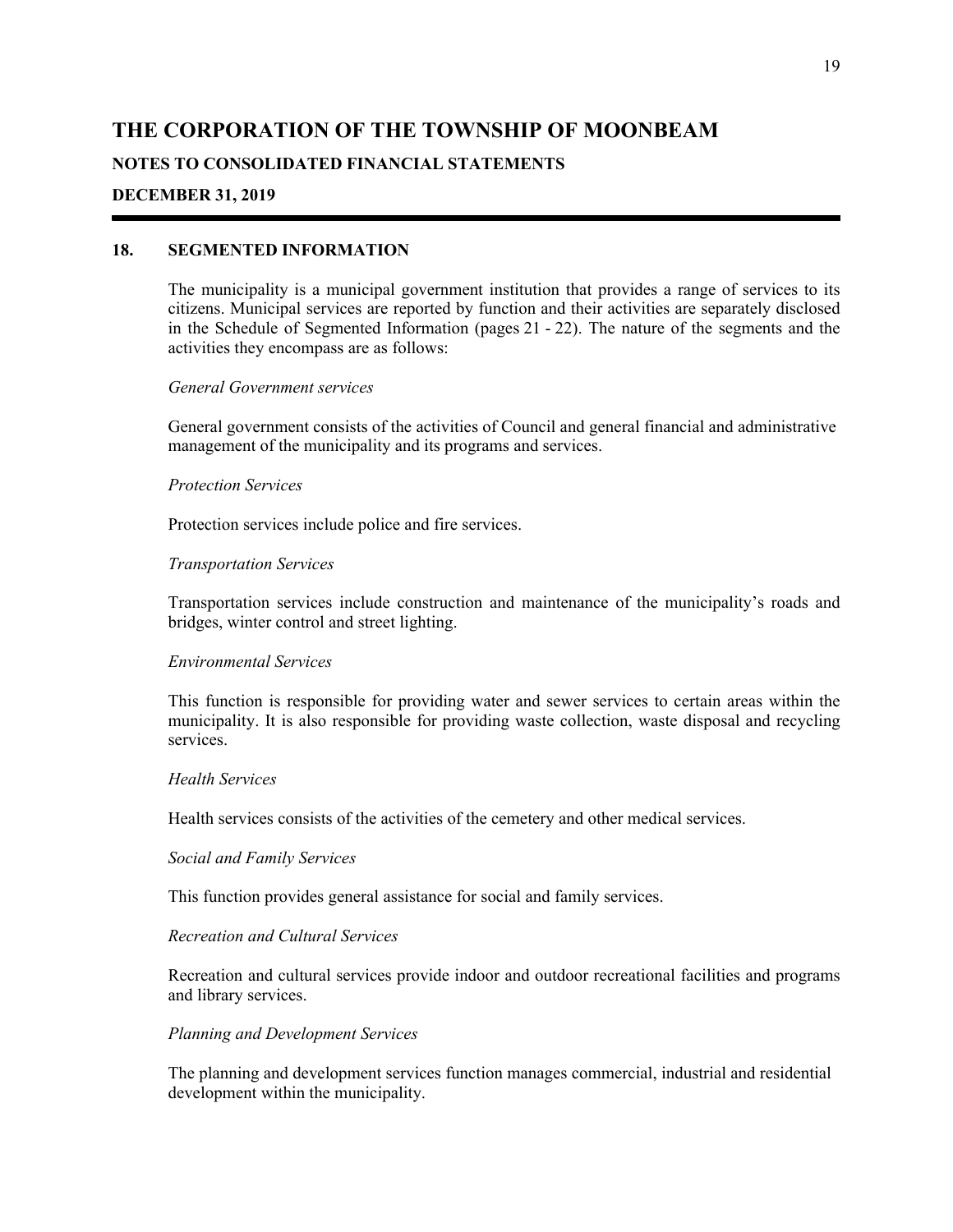# THE CORPORATION OF THE TOWNSHIP OF MOONBEAM

**NOTES TO CONSOLIDATED FINANCIAL STATEMENTS**

**DECEMBER 31, 2019**

## 18. SEGMENTED INFORMATION

The municipality is a municipal government institution that provides a range of services to its citizens. Municipal services are reported by function and their activities are separately disclosed in the Schedule of Segmented Information (pages 21 - 22). The nature of the segments and the activities they encompass are as follows:

*General Government services*

General government consists of the activities of Council and general financial and administrative management of the municipality and its programs and services.

*Protection Services*

Protection services include police and fire services.

*Transportation Services*

Transportation services include construction and maintenance of the municipality's roads and bridges, winter control and street lighting.

*Environmental Services*

This function is responsible for providing water and sewer services to certain areas within the municipality. It is also responsible for providing waste collection, waste disposal and recycling services.

*Health Services*

Health services consists of the activities of the cemetery and other medical services.

*Social and Family Services*

This function provides general assistance for social and family services.

*Recreation and Cultural Services*

Recreation and cultural services provide indoor and outdoor recreational facilities and programs and library services.

*Planning and Development Services*

The planning and development services function manages commercial, industrial and residential development within the municipality.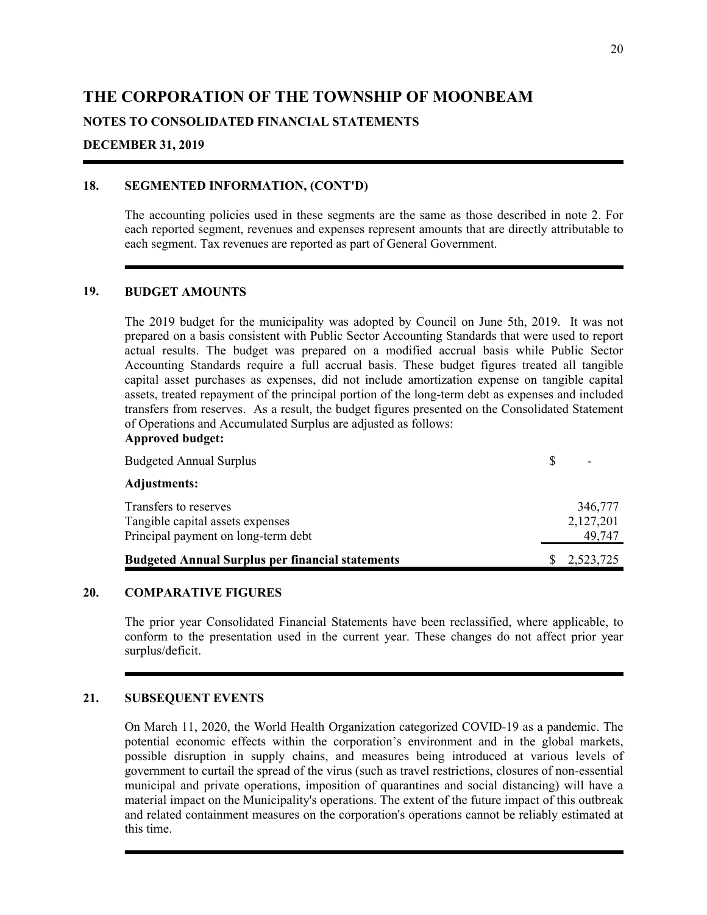# THE CORPORATION OF THE TOWNSHIP OF MOONBEAM

**NOTES TO CONSOLIDATED FINANCIAL STATEMENTS**

**DECEMBER 31, 2019**

## 18. SEGMENTED INFORMATION, (CONT'D)

The accounting policies used in these segments are the same as those described in note 2. For each reported segment, revenues and expenses represent amounts that are directly attributable to each segment. Tax revenues are reported as part of General Government.

## 19. BUDGET AMOUNTS

The 2019 budget for the municipality was adopted by Council on June 5th, 2019. It was not prepared on a basis consistent with Public Sector Accounting Standards that were used to report actual results. The budget was prepared on a modified accrual basis while Public Sector Accounting Standards require a full accrual basis. These budget figures treated all tangible capital asset purchases as expenses, did not include amortization expense on tangible capital assets, treated repayment of the principal portion of the long-term debt as expenses and included transfers from reserves. As a result, the budget figures presented on the Consolidated Statement of Operations and Accumulated Surplus are adjusted as follows:

**Approved budget:**

| | |
|---|---|
| Budgeted Annual Surplus | $ - |
| **Adjustments:** | |
| Transfers to reserves | 346,777 |
| Tangible capital assets expenses | 2,127,201 |
| Principal payment on long-term debt | 49,747 |
| **Budgeted Annual Surplus per financial statements** | $ 2,523,725 |

## 20. COMPARATIVE FIGURES

The prior year Consolidated Financial Statements have been reclassified, where applicable, to conform to the presentation used in the current year. These changes do not affect prior year surplus/deficit.

## 21. SUBSEQUENT EVENTS

On March 11, 2020, the World Health Organization categorized COVID-19 as a pandemic. The potential economic effects within the corporation's environment and in the global markets, possible disruption in supply chains, and measures being introduced at various levels of government to curtail the spread of the virus (such as travel restrictions, closures of non-essential municipal and private operations, imposition of quarantines and social distancing) will have a material impact on the Municipality's operations. The extent of the future impact of this outbreak and related containment measures on the corporation's operations cannot be reliably estimated at this time.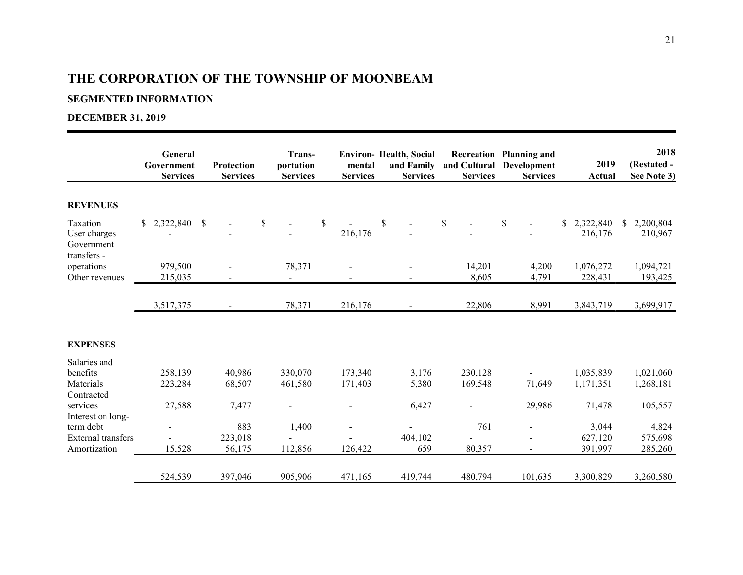# THE CORPORATION OF THE TOWNSHIP OF MOONBEAM

## SEGMENTED INFORMATION

## DECEMBER 31, 2019

| | General Government Services | Protection Services | Trans-portation Services | Environ-mental Services | Health, Social and Family Services | Recreation and Cultural Services | Planning and Development Services | 2019 Actual | 2018 (Restated - See Note 3) |
|---|---|---|---|---|---|---|---|---|---|
| **REVENUES** | | | | | | | | | |
| Taxation | $ 2,322,840 | $ - | $ - | $ - | $ - | $ - | $ - | $ 2,322,840 | $ 2,200,804 |
| User charges | - | - | - | 216,176 | - | - | - | 216,176 | 210,967 |
| Government transfers - operations | 979,500 | - | 78,371 | - | - | 14,201 | 4,200 | 1,076,272 | 1,094,721 |
| Other revenues | 215,035 | - | - | - | - | 8,605 | 4,791 | 228,431 | 193,425 |
| | 3,517,375 | - | 78,371 | 216,176 | - | 22,806 | 8,991 | 3,843,719 | 3,699,917 |
| **EXPENSES** | | | | | | | | | |
| Salaries and benefits | 258,139 | 40,986 | 330,070 | 173,340 | 3,176 | 230,128 | - | 1,035,839 | 1,021,060 |
| Materials | 223,284 | 68,507 | 461,580 | 171,403 | 5,380 | 169,548 | 71,649 | 1,171,351 | 1,268,181 |
| Contracted services | 27,588 | 7,477 | - | - | 6,427 | - | 29,986 | 71,478 | 105,557 |
| Interest on long-term debt | - | 883 | 1,400 | - | - | 761 | - | 3,044 | 4,824 |
| External transfers | - | 223,018 | - | - | 404,102 | - | - | 627,120 | 575,698 |
| Amortization | 15,528 | 56,175 | 112,856 | 126,422 | 659 | 80,357 | - | 391,997 | 285,260 |
| | 524,539 | 397,046 | 905,906 | 471,165 | 419,744 | 480,794 | 101,635 | 3,300,829 | 3,260,580 |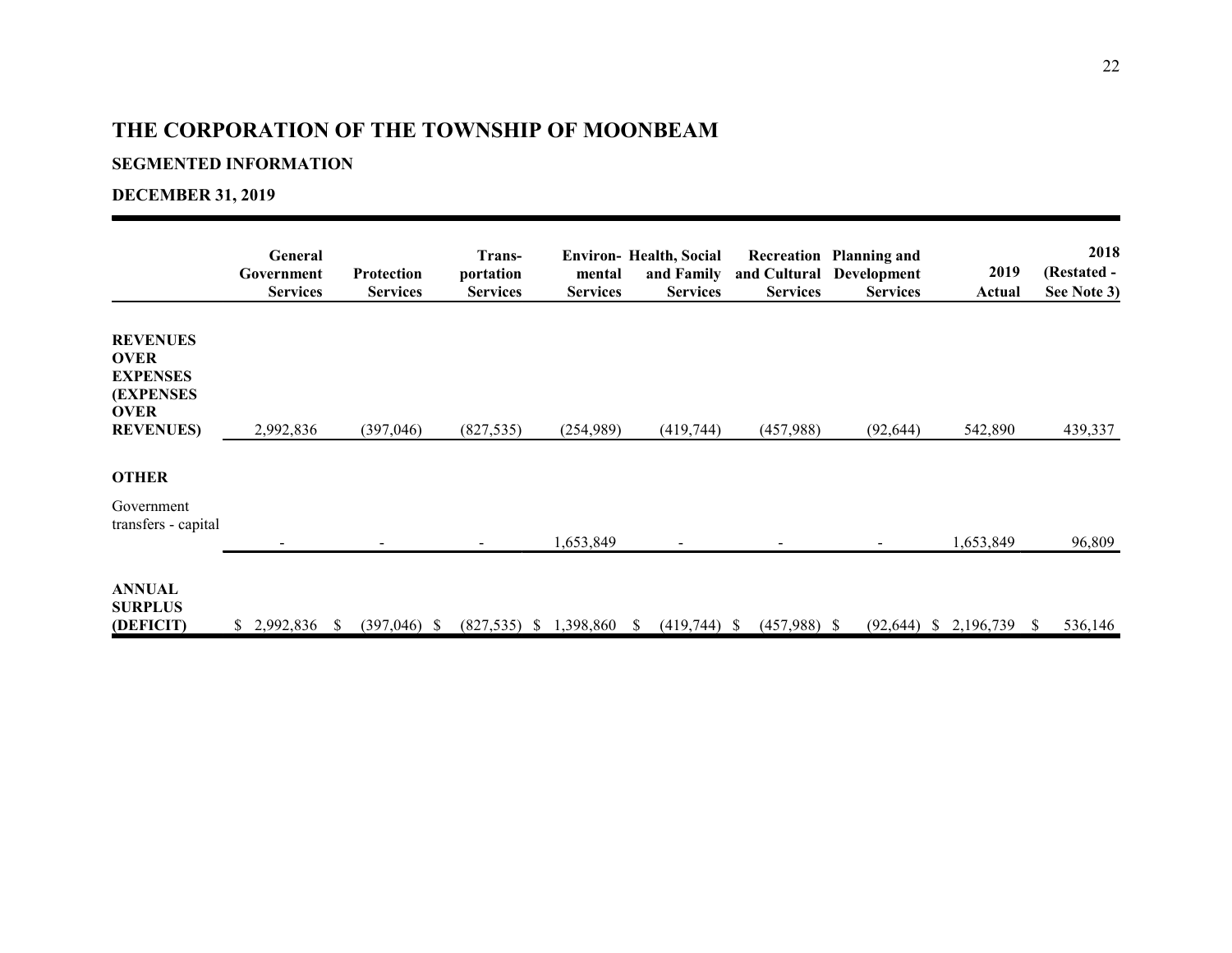# THE CORPORATION OF THE TOWNSHIP OF MOONBEAM

## SEGMENTED INFORMATION

## DECEMBER 31, 2019

| | General Government Services | Protection Services | Trans-portation Services | Environ-mental Services | Health, Social and Family Services | Recreation and Cultural Services | Planning and Development Services | 2019 Actual | 2018 (Restated - See Note 3) |
|---|---|---|---|---|---|---|---|---|---|
| **REVENUES OVER EXPENSES (EXPENSES OVER REVENUES)** | 2,992,836 | (397,046) | (827,535) | (254,989) | (419,744) | (457,988) | (92,644) | 542,890 | 439,337 |
| **OTHER** | | | | | | | | | |
| Government transfers - capital | - | - | - | 1,653,849 | - | - | - | 1,653,849 | 96,809 |
| **ANNUAL SURPLUS (DEFICIT)** | $ 2,992,836 | $ (397,046) | $ (827,535) | $ 1,398,860 | $ (419,744) | $ (457,988) | $ (92,644) | $ 2,196,739 | $ 536,146 |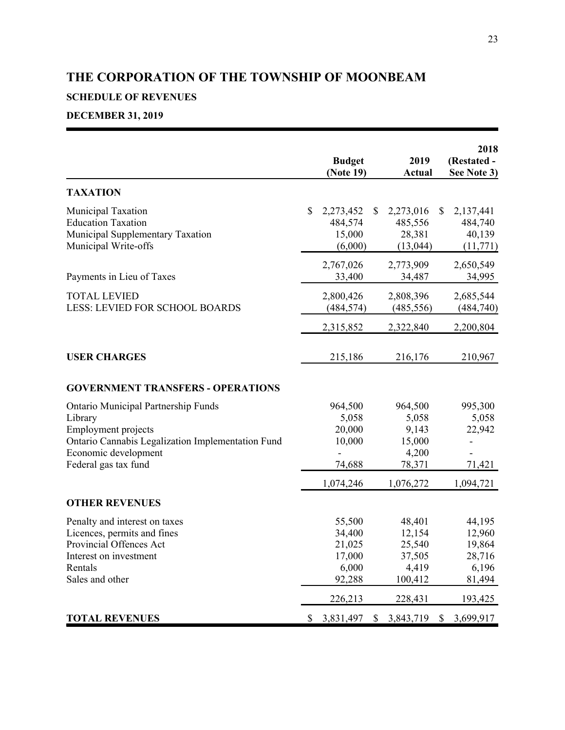# THE CORPORATION OF THE TOWNSHIP OF MOONBEAM

## SCHEDULE OF REVENUES

## DECEMBER 31, 2019

| | Budget (Note 19) | 2019 Actual | 2018 (Restated - See Note 3) |
|---|---|---|---|
| **TAXATION** | | | |
| Municipal Taxation | $ 2,273,452 | $ 2,273,016 | $ 2,137,441 |
| Education Taxation | 484,574 | 485,556 | 484,740 |
| Municipal Supplementary Taxation | 15,000 | 28,381 | 40,139 |
| Municipal Write-offs | (6,000) | (13,044) | (11,771) |
| | 2,767,026 | 2,773,909 | 2,650,549 |
| Payments in Lieu of Taxes | 33,400 | 34,487 | 34,995 |
| TOTAL LEVIED | 2,800,426 | 2,808,396 | 2,685,544 |
| LESS: LEVIED FOR SCHOOL BOARDS | (484,574) | (485,556) | (484,740) |
| | 2,315,852 | 2,322,840 | 2,200,804 |
| **USER CHARGES** | 215,186 | 216,176 | 210,967 |
| **GOVERNMENT TRANSFERS - OPERATIONS** | | | |
| Ontario Municipal Partnership Funds | 964,500 | 964,500 | 995,300 |
| Library | 5,058 | 5,058 | 5,058 |
| Employment projects | 20,000 | 9,143 | 22,942 |
| Ontario Cannabis Legalization Implementation Fund | 10,000 | 15,000 | - |
| Economic development | - | 4,200 | - |
| Federal gas tax fund | 74,688 | 78,371 | 71,421 |
| | 1,074,246 | 1,076,272 | 1,094,721 |
| **OTHER REVENUES** | | | |
| Penalty and interest on taxes | 55,500 | 48,401 | 44,195 |
| Licences, permits and fines | 34,400 | 12,154 | 12,960 |
| Provincial Offences Act | 21,025 | 25,540 | 19,864 |
| Interest on investment | 17,000 | 37,505 | 28,716 |
| Rentals | 6,000 | 4,419 | 6,196 |
| Sales and other | 92,288 | 100,412 | 81,494 |
| | 226,213 | 228,431 | 193,425 |
| **TOTAL REVENUES** | $ 3,831,497 | $ 3,843,719 | $ 3,699,917 |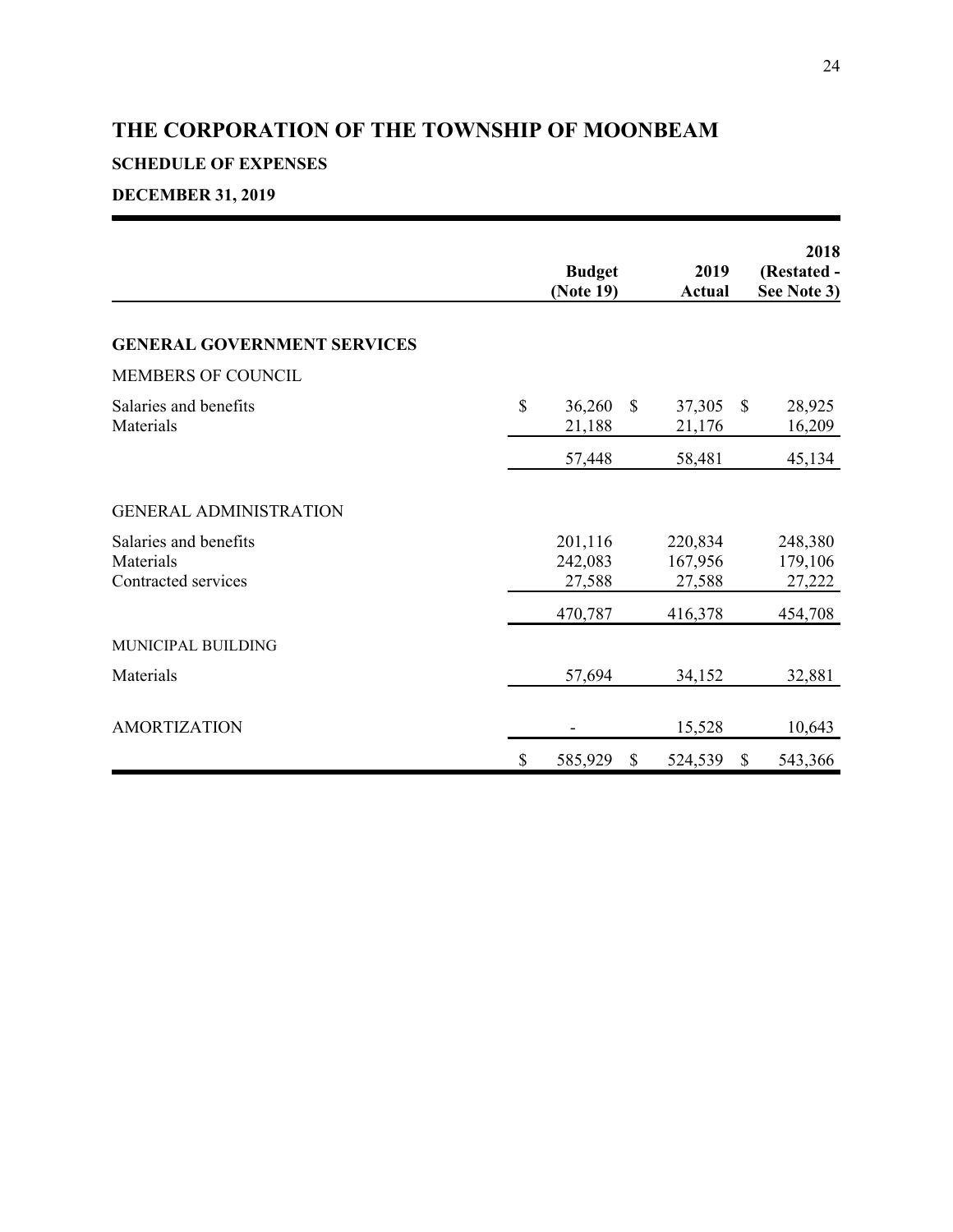# THE CORPORATION OF THE TOWNSHIP OF MOONBEAM

**SCHEDULE OF EXPENSES**

**DECEMBER 31, 2019**

| | Budget (Note 19) | 2019 Actual | 2018 (Restated - See Note 3) |
|---|---|---|---|
| **GENERAL GOVERNMENT SERVICES** | | | |
| MEMBERS OF COUNCIL | | | |
| Salaries and benefits | $ 36,260 | $ 37,305 | $ 28,925 |
| Materials | 21,188 | 21,176 | 16,209 |
| | 57,448 | 58,481 | 45,134 |
| GENERAL ADMINISTRATION | | | |
| Salaries and benefits | 201,116 | 220,834 | 248,380 |
| Materials | 242,083 | 167,956 | 179,106 |
| Contracted services | 27,588 | 27,588 | 27,222 |
| | 470,787 | 416,378 | 454,708 |
| MUNICIPAL BUILDING | | | |
| Materials | 57,694 | 34,152 | 32,881 |
| AMORTIZATION | - | 15,528 | 10,643 |
| | $ 585,929 | $ 524,539 | $ 543,366 |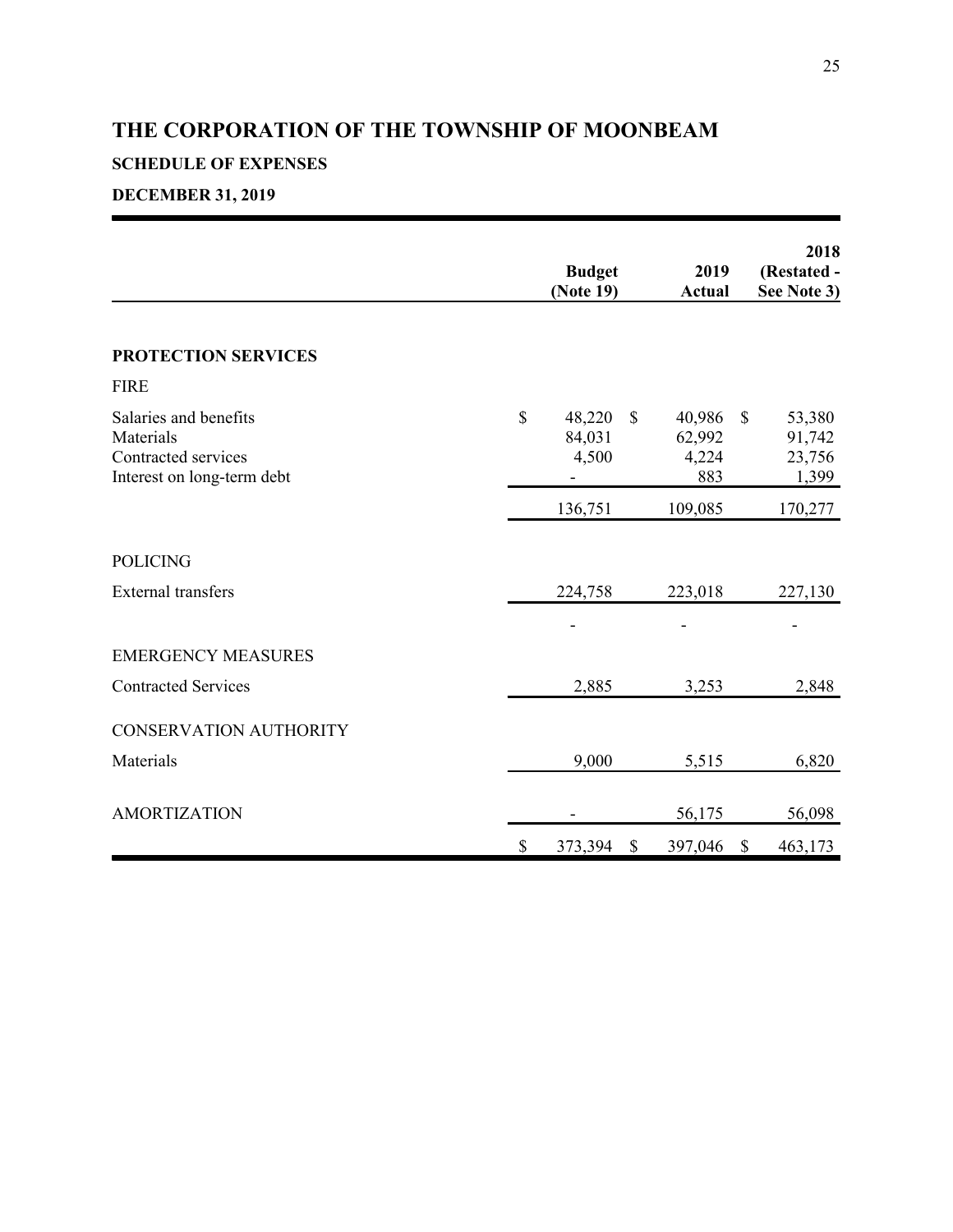# THE CORPORATION OF THE TOWNSHIP OF MOONBEAM

**SCHEDULE OF EXPENSES**

**DECEMBER 31, 2019**

| | Budget (Note 19) | 2019 Actual | 2018 (Restated - See Note 3) |
|---|---|---|---|
| **PROTECTION SERVICES** | | | |
| FIRE | | | |
| Salaries and benefits | $ 48,220 | $ 40,986 | $ 53,380 |
| Materials | 84,031 | 62,992 | 91,742 |
| Contracted services | 4,500 | 4,224 | 23,756 |
| Interest on long-term debt | - | 883 | 1,399 |
| | 136,751 | 109,085 | 170,277 |
| POLICING | | | |
| External transfers | 224,758 | 223,018 | 227,130 |
| | - | - | - |
| EMERGENCY MEASURES | | | |
| Contracted Services | 2,885 | 3,253 | 2,848 |
| CONSERVATION AUTHORITY | | | |
| Materials | 9,000 | 5,515 | 6,820 |
| AMORTIZATION | - | 56,175 | 56,098 |
| | $ 373,394 | $ 397,046 | $ 463,173 |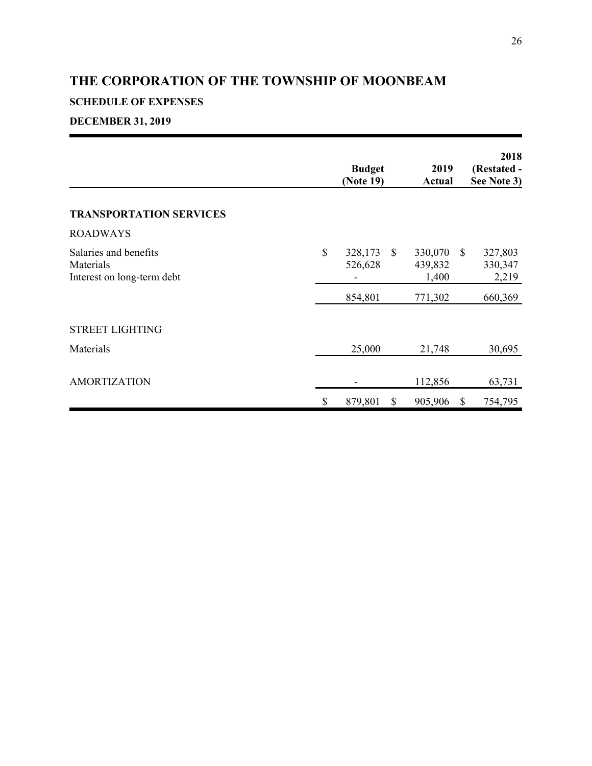# THE CORPORATION OF THE TOWNSHIP OF MOONBEAM

**SCHEDULE OF EXPENSES**

**DECEMBER 31, 2019**

| | Budget (Note 19) | 2019 Actual | 2018 (Restated - See Note 3) |
|---|---|---|---|
| **TRANSPORTATION SERVICES** | | | |
| ROADWAYS | | | |
| Salaries and benefits | $ 328,173 | $ 330,070 | $ 327,803 |
| Materials | 526,628 | 439,832 | 330,347 |
| Interest on long-term debt | - | 1,400 | 2,219 |
| | 854,801 | 771,302 | 660,369 |
| STREET LIGHTING | | | |
| Materials | 25,000 | 21,748 | 30,695 |
| AMORTIZATION | - | 112,856 | 63,731 |
| | $ 879,801 | $ 905,906 | $ 754,795 |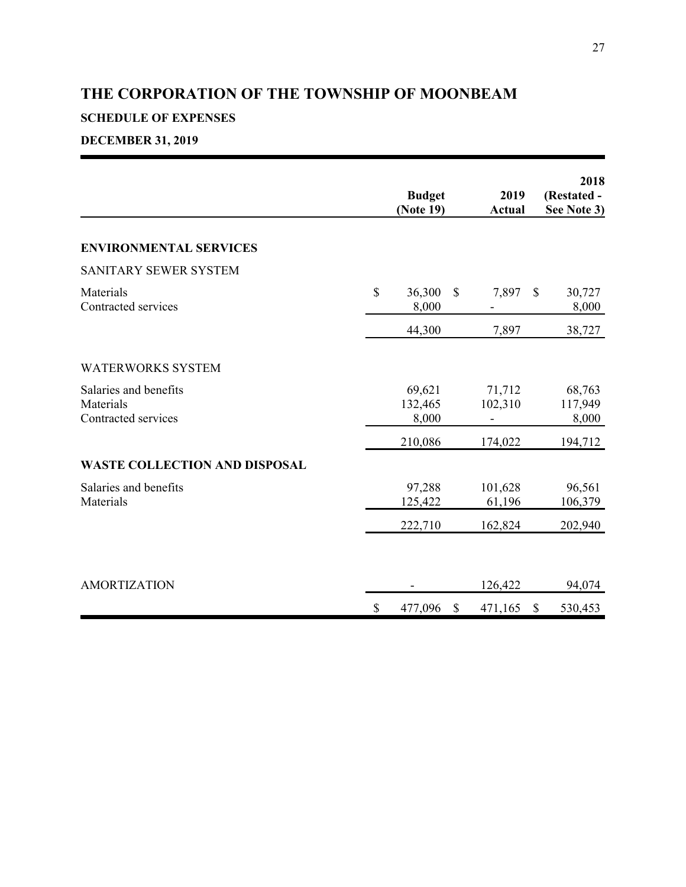# THE CORPORATION OF THE TOWNSHIP OF MOONBEAM

**SCHEDULE OF EXPENSES**

**DECEMBER 31, 2019**

| | Budget (Note 19) | 2019 Actual | 2018 (Restated - See Note 3) |
|---|---|---|---|
| **ENVIRONMENTAL SERVICES** | | | |
| SANITARY SEWER SYSTEM | | | |
| Materials | $ 36,300 | $ 7,897 | $ 30,727 |
| Contracted services | 8,000 | - | 8,000 |
| | 44,300 | 7,897 | 38,727 |
| WATERWORKS SYSTEM | | | |
| Salaries and benefits | 69,621 | 71,712 | 68,763 |
| Materials | 132,465 | 102,310 | 117,949 |
| Contracted services | 8,000 | - | 8,000 |
| | 210,086 | 174,022 | 194,712 |
| **WASTE COLLECTION AND DISPOSAL** | | | |
| Salaries and benefits | 97,288 | 101,628 | 96,561 |
| Materials | 125,422 | 61,196 | 106,379 |
| | 222,710 | 162,824 | 202,940 |
| AMORTIZATION | - | 126,422 | 94,074 |
| | $ 477,096 | $ 471,165 | $ 530,453 |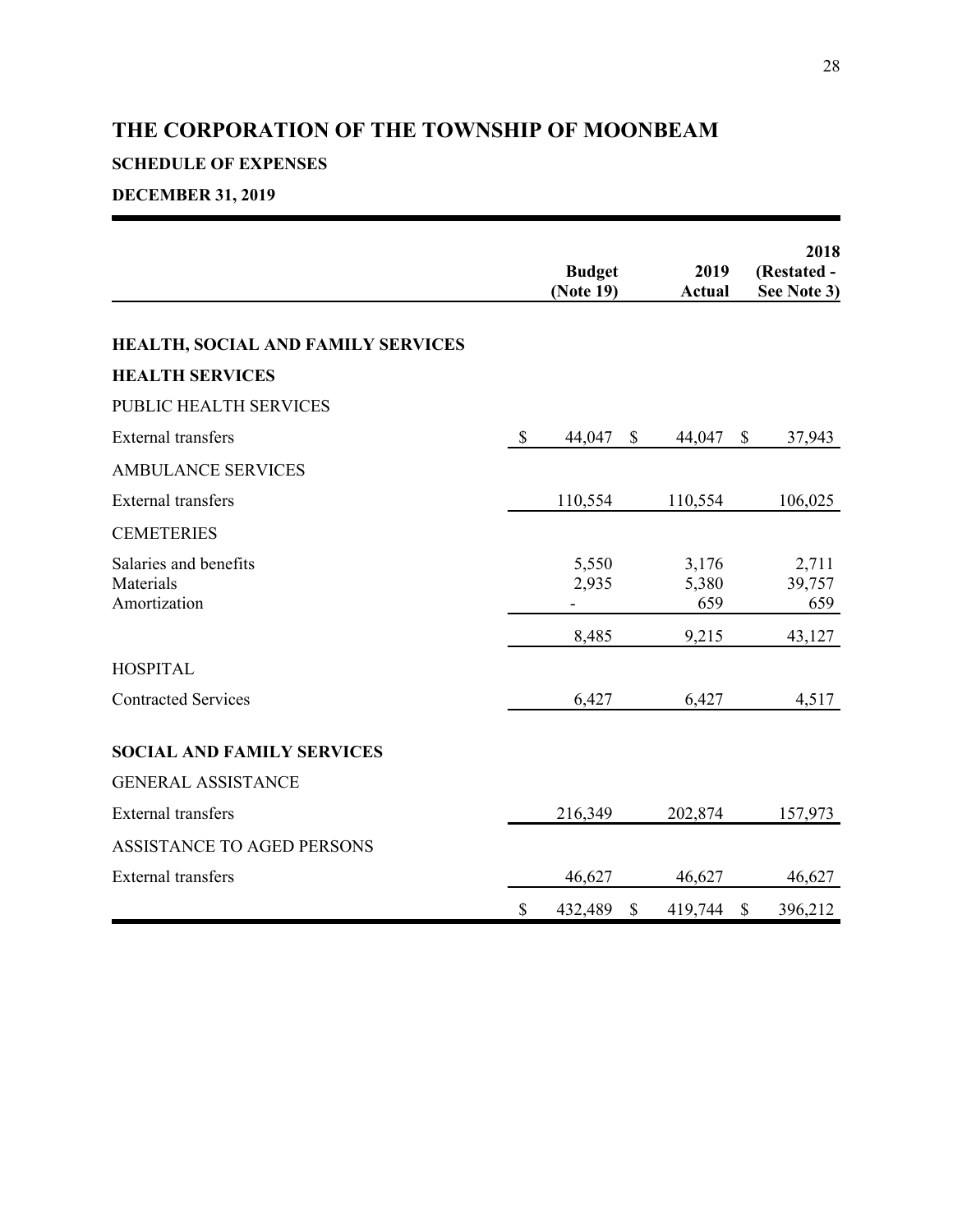# THE CORPORATION OF THE TOWNSHIP OF MOONBEAM

## SCHEDULE OF EXPENSES

## DECEMBER 31, 2019

| | Budget (Note 19) | 2019 Actual | 2018 (Restated - See Note 3) |
|---|---|---|---|
| **HEALTH, SOCIAL AND FAMILY SERVICES** | | | |
| **HEALTH SERVICES** | | | |
| PUBLIC HEALTH SERVICES | | | |
| External transfers | $ 44,047 | $ 44,047 | $ 37,943 |
| AMBULANCE SERVICES | | | |
| External transfers | 110,554 | 110,554 | 106,025 |
| CEMETERIES | | | |
| Salaries and benefits | 5,550 | 3,176 | 2,711 |
| Materials | 2,935 | 5,380 | 39,757 |
| Amortization | - | 659 | 659 |
| | 8,485 | 9,215 | 43,127 |
| HOSPITAL | | | |
| Contracted Services | 6,427 | 6,427 | 4,517 |
| **SOCIAL AND FAMILY SERVICES** | | | |
| GENERAL ASSISTANCE | | | |
| External transfers | 216,349 | 202,874 | 157,973 |
| ASSISTANCE TO AGED PERSONS | | | |
| External transfers | 46,627 | 46,627 | 46,627 |
| | $ 432,489 | $ 419,744 | $ 396,212 |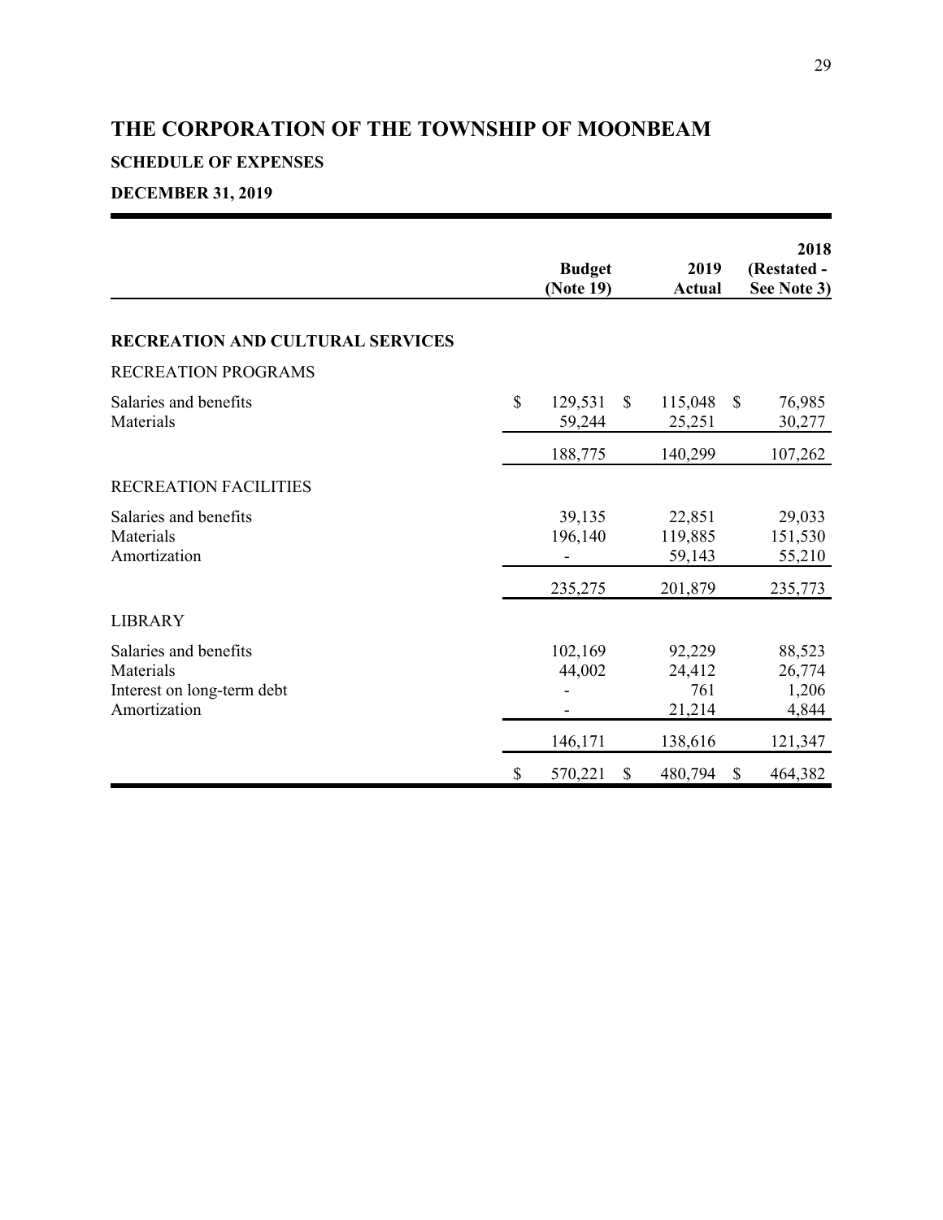# THE CORPORATION OF THE TOWNSHIP OF MOONBEAM

**SCHEDULE OF EXPENSES**

**DECEMBER 31, 2019**

| | Budget (Note 19) | 2019 Actual | 2018 (Restated - See Note 3) |
|---|---|---|---|
| **RECREATION AND CULTURAL SERVICES** | | | |
| RECREATION PROGRAMS | | | |
| Salaries and benefits | $ 129,531 | $ 115,048 | $ 76,985 |
| Materials | 59,244 | 25,251 | 30,277 |
| | 188,775 | 140,299 | 107,262 |
| RECREATION FACILITIES | | | |
| Salaries and benefits | 39,135 | 22,851 | 29,033 |
| Materials | 196,140 | 119,885 | 151,530 |
| Amortization | - | 59,143 | 55,210 |
| | 235,275 | 201,879 | 235,773 |
| LIBRARY | | | |
| Salaries and benefits | 102,169 | 92,229 | 88,523 |
| Materials | 44,002 | 24,412 | 26,774 |
| Interest on long-term debt | - | 761 | 1,206 |
| Amortization | - | 21,214 | 4,844 |
| | 146,171 | 138,616 | 121,347 |
| | $ 570,221 | $ 480,794 | $ 464,382 |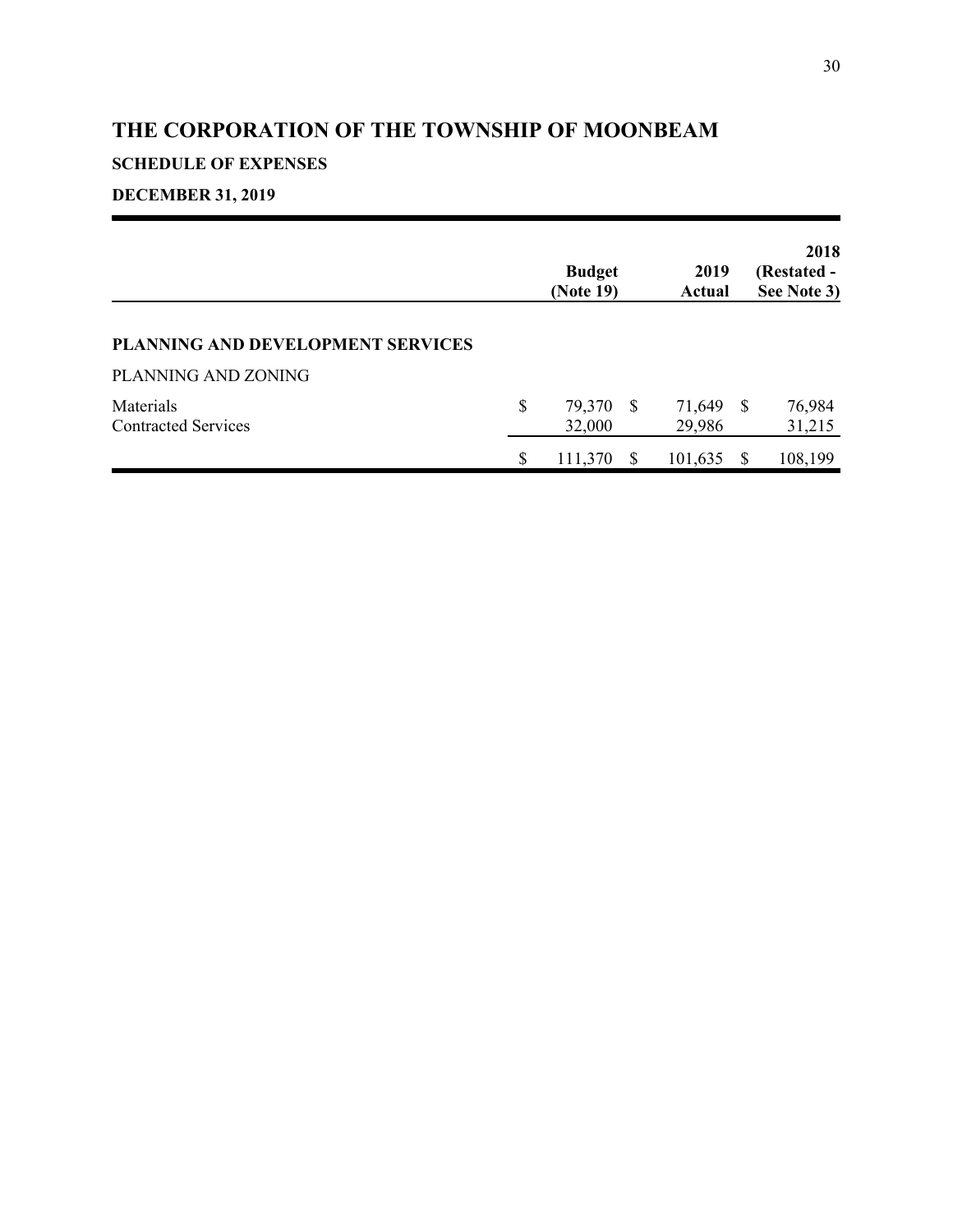# THE CORPORATION OF THE TOWNSHIP OF MOONBEAM

**SCHEDULE OF EXPENSES**

**DECEMBER 31, 2019**

| | Budget (Note 19) | 2019 Actual | 2018 (Restated - See Note 3) |
|---|---|---|---|
| **PLANNING AND DEVELOPMENT SERVICES** | | | |
| PLANNING AND ZONING | | | |
| Materials | $ 79,370 | $ 71,649 | $ 76,984 |
| Contracted Services | 32,000 | 29,986 | 31,215 |
| | $ 111,370 | $ 101,635 | $ 108,199 |